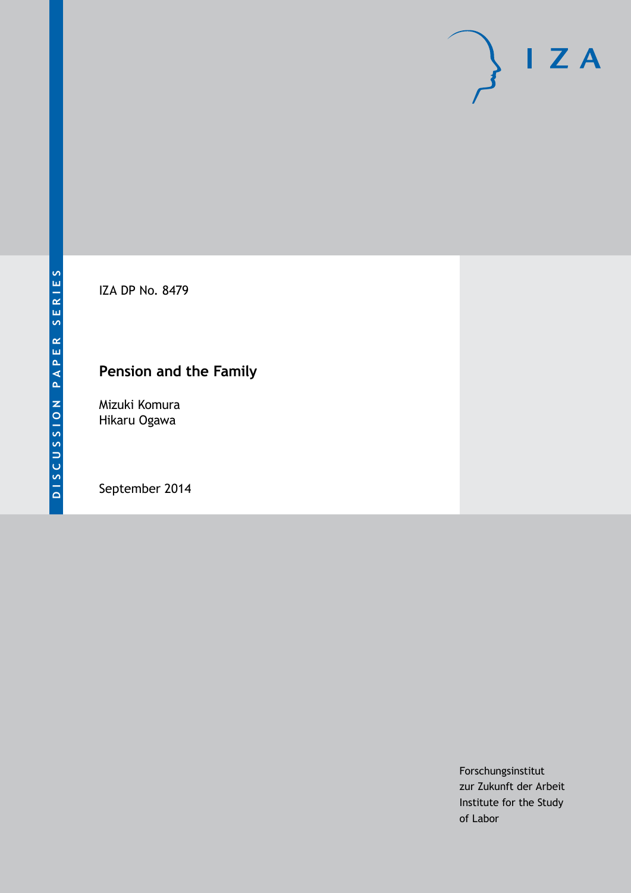IZA DP No. 8479

# Pension and the Family

Mizuki Komura
Hikaru Ogawa

September 2014

Forschungsinstitut
zur Zukunft der Arbeit
Institute for the Study
of Labor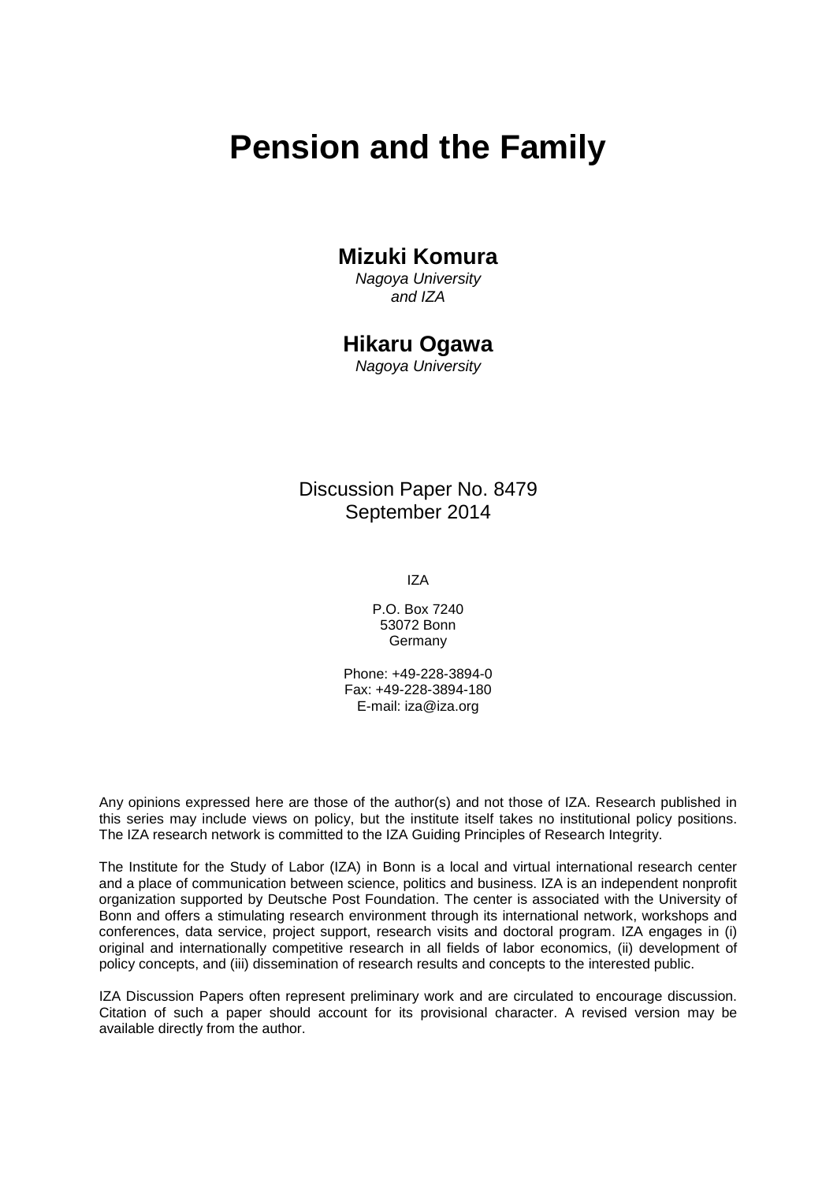# Pension and the Family

**Mizuki Komura**
*Nagoya University and IZA*

**Hikaru Ogawa**
*Nagoya University*

Discussion Paper No. 8479
September 2014

IZA

P.O. Box 7240
53072 Bonn
Germany

Phone: +49-228-3894-0
Fax: +49-228-3894-180
E-mail: iza@iza.org

Any opinions expressed here are those of the author(s) and not those of IZA. Research published in this series may include views on policy, but the institute itself takes no institutional policy positions. The IZA research network is committed to the IZA Guiding Principles of Research Integrity.

The Institute for the Study of Labor (IZA) in Bonn is a local and virtual international research center and a place of communication between science, politics and business. IZA is an independent nonprofit organization supported by Deutsche Post Foundation. The center is associated with the University of Bonn and offers a stimulating research environment through its international network, workshops and conferences, data service, project support, research visits and doctoral program. IZA engages in (i) original and internationally competitive research in all fields of labor economics, (ii) development of policy concepts, and (iii) dissemination of research results and concepts to the interested public.

IZA Discussion Papers often represent preliminary work and are circulated to encourage discussion. Citation of such a paper should account for its provisional character. A revised version may be available directly from the author.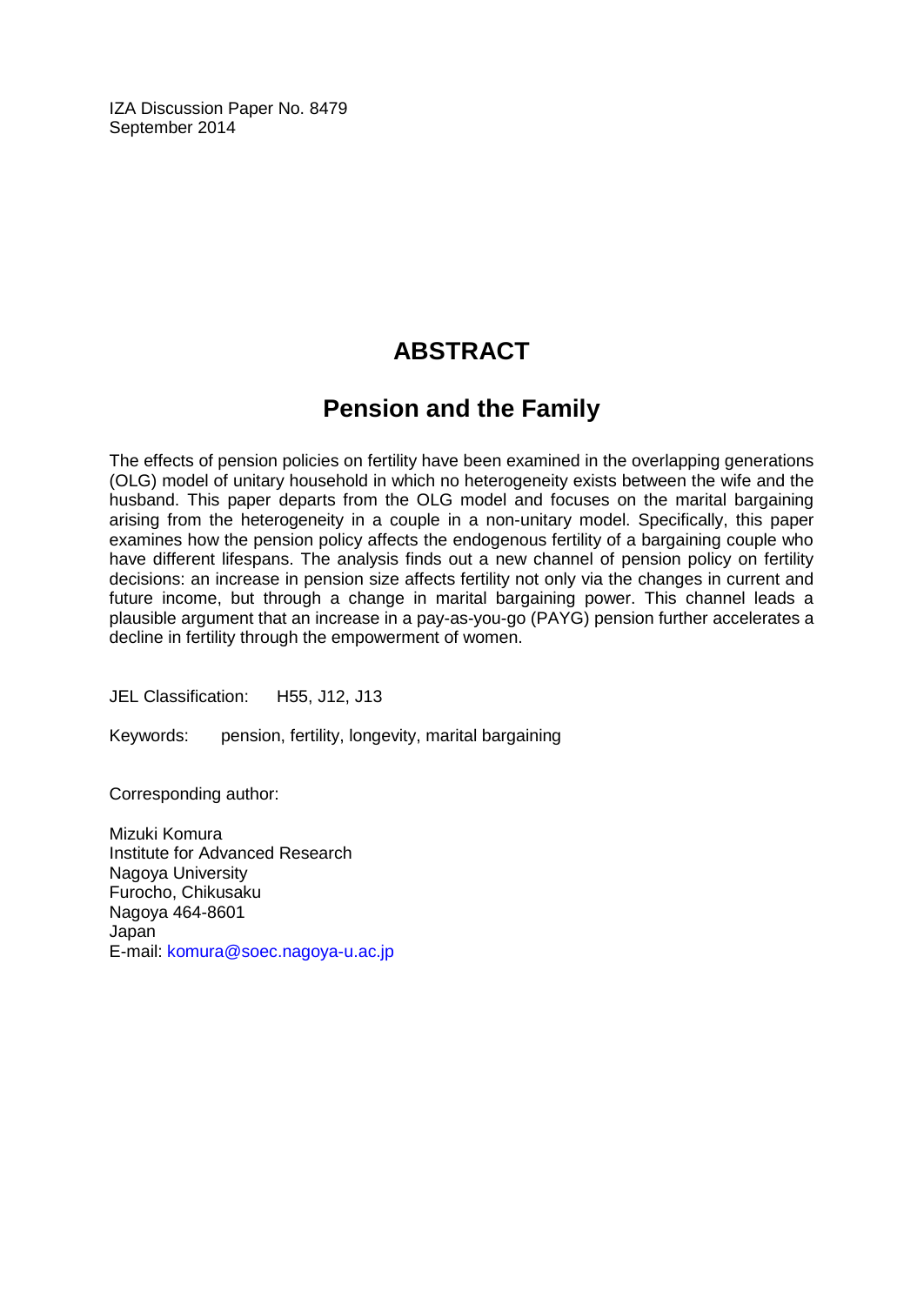IZA Discussion Paper No. 8479
September 2014

# ABSTRACT

## Pension and the Family

The effects of pension policies on fertility have been examined in the overlapping generations (OLG) model of unitary household in which no heterogeneity exists between the wife and the husband. This paper departs from the OLG model and focuses on the marital bargaining arising from the heterogeneity in a couple in a non-unitary model. Specifically, this paper examines how the pension policy affects the endogenous fertility of a bargaining couple who have different lifespans. The analysis finds out a new channel of pension policy on fertility decisions: an increase in pension size affects fertility not only via the changes in current and future income, but through a change in marital bargaining power. This channel leads a plausible argument that an increase in a pay-as-you-go (PAYG) pension further accelerates a decline in fertility through the empowerment of women.

JEL Classification: H55, J12, J13

Keywords: pension, fertility, longevity, marital bargaining

Corresponding author:

Mizuki Komura
Institute for Advanced Research
Nagoya University
Furocho, Chikusaku
Nagoya 464-8601
Japan
E-mail: komura@soec.nagoya-u.ac.jp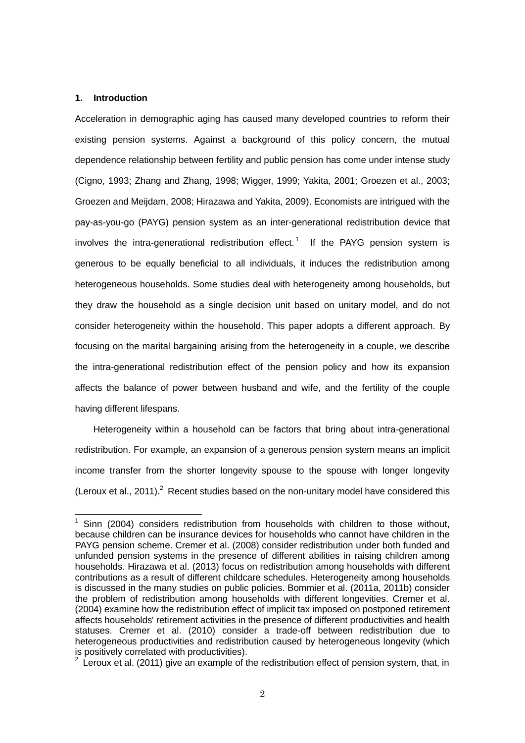## 1. Introduction

Acceleration in demographic aging has caused many developed countries to reform their existing pension systems. Against a background of this policy concern, the mutual dependence relationship between fertility and public pension has come under intense study (Cigno, 1993; Zhang and Zhang, 1998; Wigger, 1999; Yakita, 2001; Groezen et al., 2003; Groezen and Meijdam, 2008; Hirazawa and Yakita, 2009). Economists are intrigued with the pay-as-you-go (PAYG) pension system as an inter-generational redistribution device that involves the intra-generational redistribution effect.[1] If the PAYG pension system is generous to be equally beneficial to all individuals, it induces the redistribution among heterogeneous households. Some studies deal with heterogeneity among households, but they draw the household as a single decision unit based on unitary model, and do not consider heterogeneity within the household. This paper adopts a different approach. By focusing on the marital bargaining arising from the heterogeneity in a couple, we describe the intra-generational redistribution effect of the pension policy and how its expansion affects the balance of power between husband and wife, and the fertility of the couple having different lifespans.

Heterogeneity within a household can be factors that bring about intra-generational redistribution. For example, an expansion of a generous pension system means an implicit income transfer from the shorter longevity spouse to the spouse with longer longevity (Leroux et al., 2011).[2] Recent studies based on the non-unitary model have considered this

---

[1] Sinn (2004) considers redistribution from households with children to those without, because children can be insurance devices for households who cannot have children in the PAYG pension scheme. Cremer et al. (2008) consider redistribution under both funded and unfunded pension systems in the presence of different abilities in raising children among households. Hirazawa et al. (2013) focus on redistribution among households with different contributions as a result of different childcare schedules. Heterogeneity among households is discussed in the many studies on public policies. Bommier et al. (2011a, 2011b) consider the problem of redistribution among households with different longevities. Cremer et al. (2004) examine how the redistribution effect of implicit tax imposed on postponed retirement affects households' retirement activities in the presence of different productivities and health statuses. Cremer et al. (2010) consider a trade-off between redistribution due to heterogeneous productivities and redistribution caused by heterogeneous longevity (which is positively correlated with productivities).

[2] Leroux et al. (2011) give an example of the redistribution effect of pension system, that, in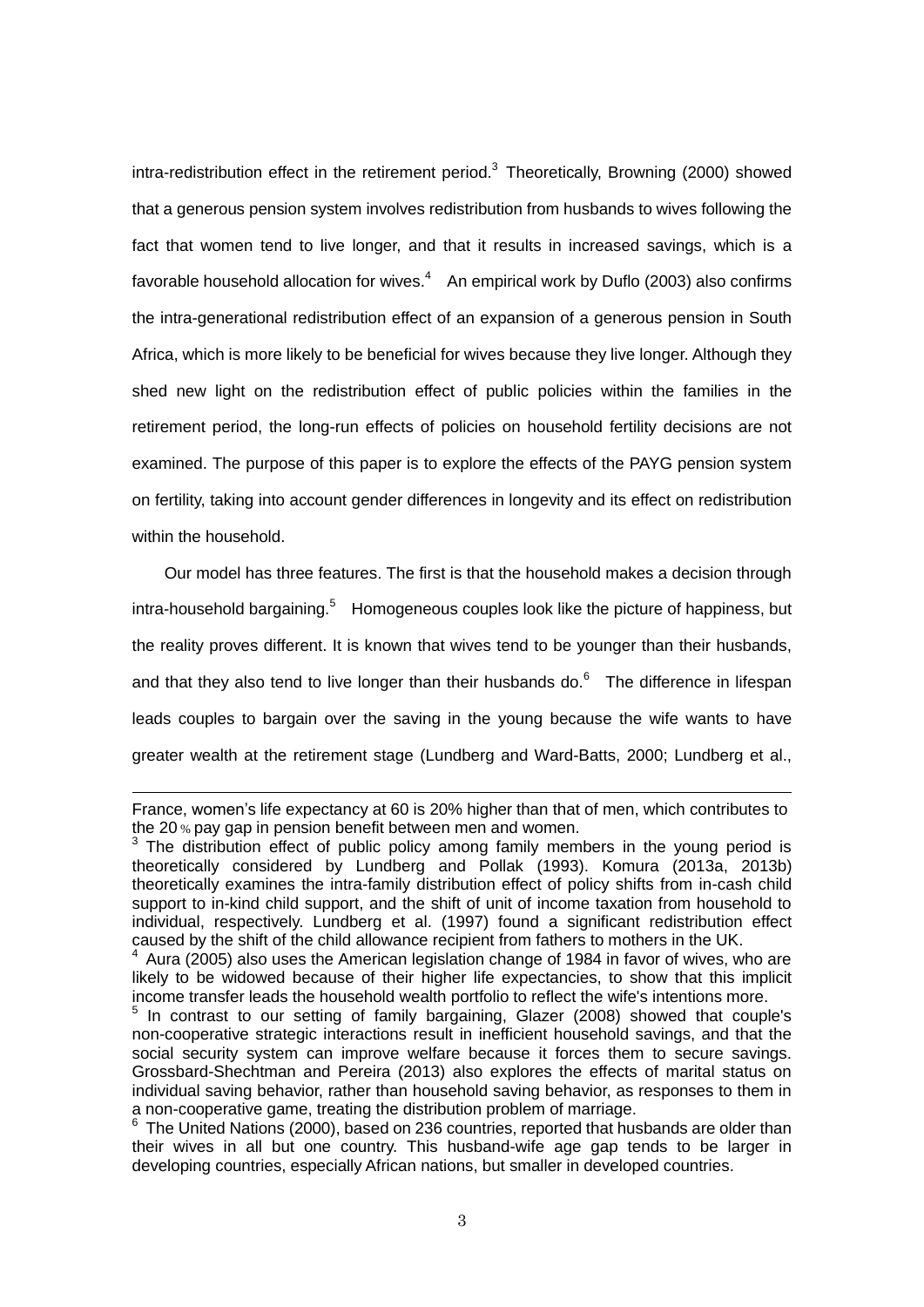intra-redistribution effect in the retirement period.[3] Theoretically, Browning (2000) showed that a generous pension system involves redistribution from husbands to wives following the fact that women tend to live longer, and that it results in increased savings, which is a favorable household allocation for wives.[4] An empirical work by Duflo (2003) also confirms the intra-generational redistribution effect of an expansion of a generous pension in South Africa, which is more likely to be beneficial for wives because they live longer. Although they shed new light on the redistribution effect of public policies within the families in the retirement period, the long-run effects of policies on household fertility decisions are not examined. The purpose of this paper is to explore the effects of the PAYG pension system on fertility, taking into account gender differences in longevity and its effect on redistribution within the household.

Our model has three features. The first is that the household makes a decision through intra-household bargaining.[5] Homogeneous couples look like the picture of happiness, but the reality proves different. It is known that wives tend to be younger than their husbands, and that they also tend to live longer than their husbands do.[6] The difference in lifespan leads couples to bargain over the saving in the young because the wife wants to have greater wealth at the retirement stage (Lundberg and Ward-Batts, 2000; Lundberg et al.,

---

France, women's life expectancy at 60 is 20% higher than that of men, which contributes to the 20% pay gap in pension benefit between men and women.

[3] The distribution effect of public policy among family members in the young period is theoretically considered by Lundberg and Pollak (1993). Komura (2013a, 2013b) theoretically examines the intra-family distribution effect of policy shifts from in-cash child support to in-kind child support, and the shift of unit of income taxation from household to individual, respectively. Lundberg et al. (1997) found a significant redistribution effect caused by the shift of the child allowance recipient from fathers to mothers in the UK.

[4] Aura (2005) also uses the American legislation change of 1984 in favor of wives, who are likely to be widowed because of their higher life expectancies, to show that this implicit income transfer leads the household wealth portfolio to reflect the wife's intentions more.

[5] In contrast to our setting of family bargaining, Glazer (2008) showed that couple's non-cooperative strategic interactions result in inefficient household savings, and that the social security system can improve welfare because it forces them to secure savings. Grossbard-Shechtman and Pereira (2013) also explores the effects of marital status on individual saving behavior, rather than household saving behavior, as responses to them in a non-cooperative game, treating the distribution problem of marriage.

[6] The United Nations (2000), based on 236 countries, reported that husbands are older than their wives in all but one country. This husband-wife age gap tends to be larger in developing countries, especially African nations, but smaller in developed countries.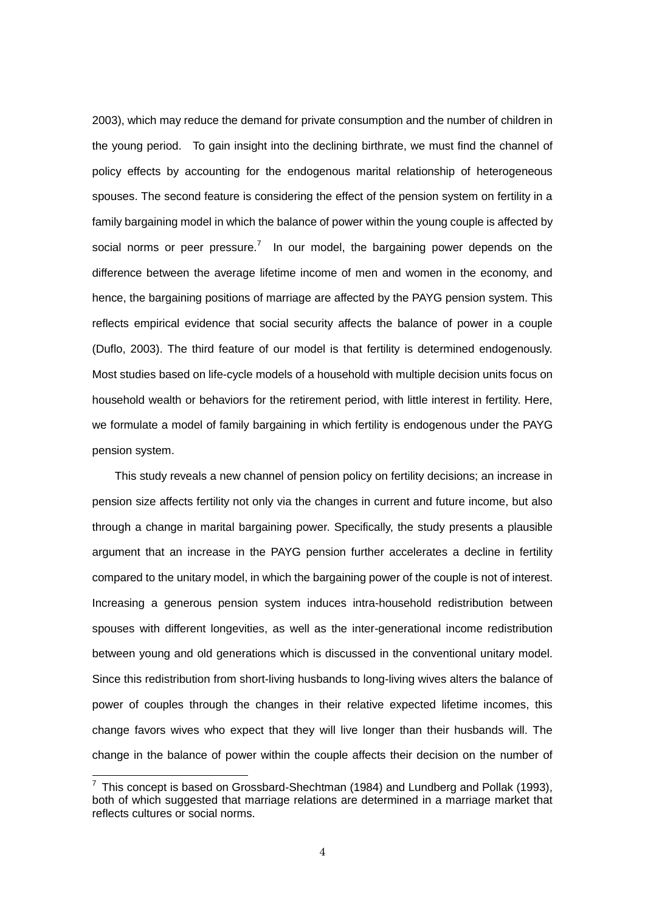2003), which may reduce the demand for private consumption and the number of children in the young period. To gain insight into the declining birthrate, we must find the channel of policy effects by accounting for the endogenous marital relationship of heterogeneous spouses. The second feature is considering the effect of the pension system on fertility in a family bargaining model in which the balance of power within the young couple is affected by social norms or peer pressure.[7] In our model, the bargaining power depends on the difference between the average lifetime income of men and women in the economy, and hence, the bargaining positions of marriage are affected by the PAYG pension system. This reflects empirical evidence that social security affects the balance of power in a couple (Duflo, 2003). The third feature of our model is that fertility is determined endogenously. Most studies based on life-cycle models of a household with multiple decision units focus on household wealth or behaviors for the retirement period, with little interest in fertility. Here, we formulate a model of family bargaining in which fertility is endogenous under the PAYG pension system.

This study reveals a new channel of pension policy on fertility decisions; an increase in pension size affects fertility not only via the changes in current and future income, but also through a change in marital bargaining power. Specifically, the study presents a plausible argument that an increase in the PAYG pension further accelerates a decline in fertility compared to the unitary model, in which the bargaining power of the couple is not of interest. Increasing a generous pension system induces intra-household redistribution between spouses with different longevities, as well as the inter-generational income redistribution between young and old generations which is discussed in the conventional unitary model. Since this redistribution from short-living husbands to long-living wives alters the balance of power of couples through the changes in their relative expected lifetime incomes, this change favors wives who expect that they will live longer than their husbands will. The change in the balance of power within the couple affects their decision on the number of

[7] This concept is based on Grossbard-Shechtman (1984) and Lundberg and Pollak (1993), both of which suggested that marriage relations are determined in a marriage market that reflects cultures or social norms.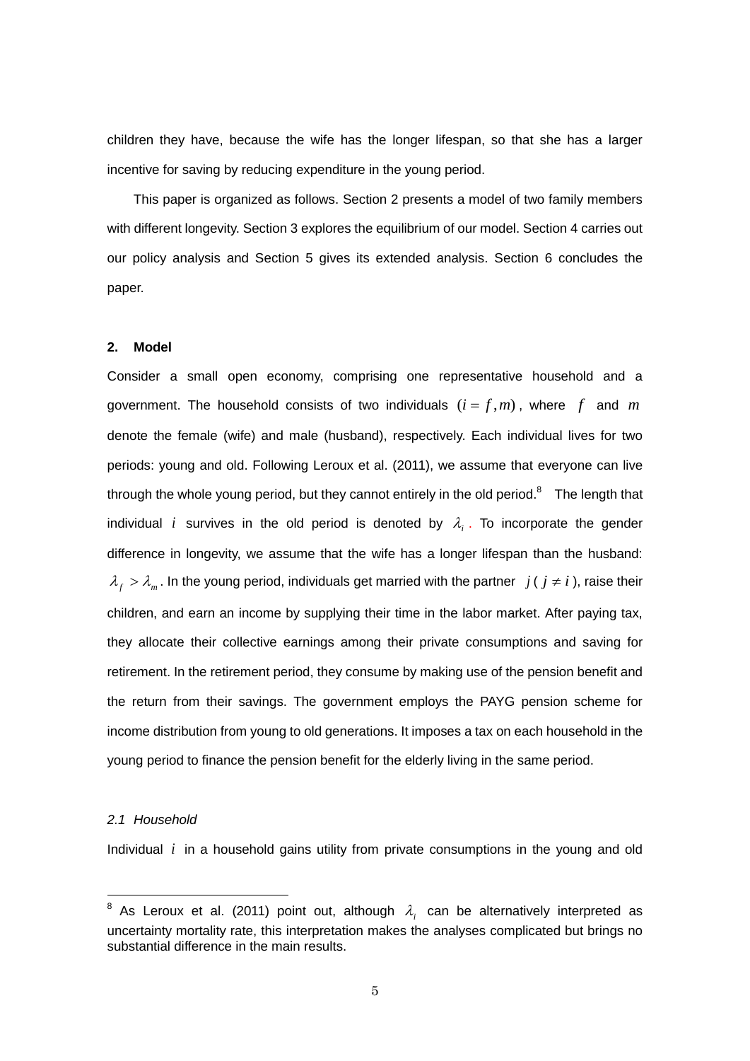children they have, because the wife has the longer lifespan, so that she has a larger incentive for saving by reducing expenditure in the young period.

This paper is organized as follows. Section 2 presents a model of two family members with different longevity. Section 3 explores the equilibrium of our model. Section 4 carries out our policy analysis and Section 5 gives its extended analysis. Section 6 concludes the paper.

## 2. Model

Consider a small open economy, comprising one representative household and a government. The household consists of two individuals $(i = f, m)$, where $f$ and $m$ denote the female (wife) and male (husband), respectively. Each individual lives for two periods: young and old. Following Leroux et al. (2011), we assume that everyone can live through the whole young period, but they cannot entirely in the old period.[8] The length that individual $i$ survives in the old period is denoted by $\lambda_i$. To incorporate the gender difference in longevity, we assume that the wife has a longer lifespan than the husband: $\lambda_f > \lambda_m$. In the young period, individuals get married with the partner $j$ ( $j \neq i$ ), raise their children, and earn an income by supplying their time in the labor market. After paying tax, they allocate their collective earnings among their private consumptions and saving for retirement. In the retirement period, they consume by making use of the pension benefit and the return from their savings. The government employs the PAYG pension scheme for income distribution from young to old generations. It imposes a tax on each household in the young period to finance the pension benefit for the elderly living in the same period.

### *2.1 Household*

Individual $i$ in a household gains utility from private consumptions in the young and old

[8] As Leroux et al. (2011) point out, although $\lambda_i$ can be alternatively interpreted as uncertainty mortality rate, this interpretation makes the analyses complicated but brings no substantial difference in the main results.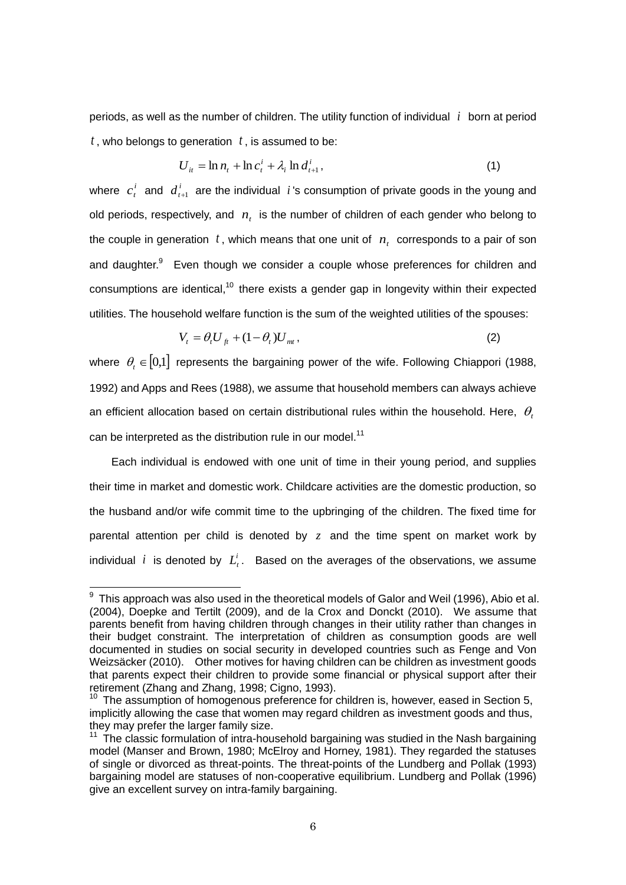periods, as well as the number of children. The utility function of individual $i$ born at period $t$, who belongs to generation $t$, is assumed to be:

$$U_{it} = \ln n_t + \ln c_t^i + \lambda_i \ln d_{t+1}^i, \tag{1}$$

where $c_t^i$ and $d_{t+1}^i$ are the individual $i$'s consumption of private goods in the young and old periods, respectively, and $n_t$ is the number of children of each gender who belong to the couple in generation $t$, which means that one unit of $n_t$ corresponds to a pair of son and daughter.[9] Even though we consider a couple whose preferences for children and consumptions are identical,[10] there exists a gender gap in longevity within their expected utilities. The household welfare function is the sum of the weighted utilities of the spouses:

$$V_t = \theta_t U_{ft} + (1-\theta_t) U_{mt}, \tag{2}$$

where $\theta_t \in [0,1]$ represents the bargaining power of the wife. Following Chiappori (1988, 1992) and Apps and Rees (1988), we assume that household members can always achieve an efficient allocation based on certain distributional rules within the household. Here, $\theta_t$ can be interpreted as the distribution rule in our model.[11]

Each individual is endowed with one unit of time in their young period, and supplies their time in market and domestic work. Childcare activities are the domestic production, so the husband and/or wife commit time to the upbringing of the children. The fixed time for parental attention per child is denoted by $z$ and the time spent on market work by individual $i$ is denoted by $L_t^i$. Based on the averages of the observations, we assume

---

[9] This approach was also used in the theoretical models of Galor and Weil (1996), Abio et al. (2004), Doepke and Tertilt (2009), and de la Crox and Donckt (2010). We assume that parents benefit from having children through changes in their utility rather than changes in their budget constraint. The interpretation of children as consumption goods are well documented in studies on social security in developed countries such as Fenge and Von Weizsäcker (2010). Other motives for having children can be children as investment goods that parents expect their children to provide some financial or physical support after their retirement (Zhang and Zhang, 1998; Cigno, 1993).

[10] The assumption of homogenous preference for children is, however, eased in Section 5, implicitly allowing the case that women may regard children as investment goods and thus, they may prefer the larger family size.

[11] The classic formulation of intra-household bargaining was studied in the Nash bargaining model (Manser and Brown, 1980; McElroy and Horney, 1981). They regarded the statuses of single or divorced as threat-points. The threat-points of the Lundberg and Pollak (1993) bargaining model are statuses of non-cooperative equilibrium. Lundberg and Pollak (1996) give an excellent survey on intra-family bargaining.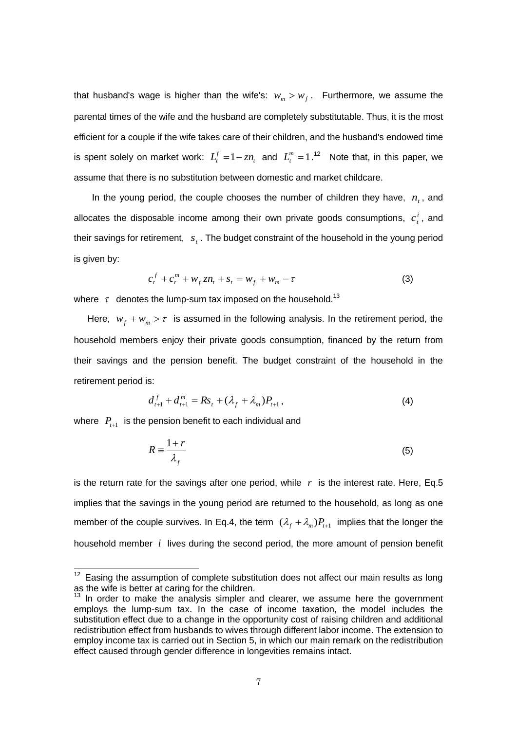that husband's wage is higher than the wife's: $w_m > w_f$. Furthermore, we assume the parental times of the wife and the husband are completely substitutable. Thus, it is the most efficient for a couple if the wife takes care of their children, and the husband's endowed time is spent solely on market work: $L_t^f = 1 - zn_t$ and $L_t^m = 1$.[12] Note that, in this paper, we assume that there is no substitution between domestic and market childcare.

In the young period, the couple chooses the number of children they have, $n_t$, and allocates the disposable income among their own private goods consumptions, $c_t^i$, and their savings for retirement, $s_t$. The budget constraint of the household in the young period is given by:

$$c_t^f + c_t^m + w_f z n_t + s_t = w_f + w_m - \tau \tag{3}$$

where $\tau$ denotes the lump-sum tax imposed on the household.[13]

Here, $w_f + w_m > \tau$ is assumed in the following analysis. In the retirement period, the household members enjoy their private goods consumption, financed by the return from their savings and the pension benefit. The budget constraint of the household in the retirement period is:

$$d_{t+1}^f + d_{t+1}^m = R s_t + (\lambda_f + \lambda_m) P_{t+1}, \tag{4}$$

where $P_{t+1}$ is the pension benefit to each individual and

$$R \equiv \frac{1+r}{\lambda_f} \tag{5}$$

is the return rate for the savings after one period, while $r$ is the interest rate. Here, Eq.5 implies that the savings in the young period are returned to the household, as long as one member of the couple survives. In Eq.4, the term $(\lambda_f + \lambda_m) P_{t+1}$ implies that the longer the household member $i$ lives during the second period, the more amount of pension benefit

[12] Easing the assumption of complete substitution does not affect our main results as long as the wife is better at caring for the children.

[13] In order to make the analysis simpler and clearer, we assume here the government employs the lump-sum tax. In the case of income taxation, the model includes the substitution effect due to a change in the opportunity cost of raising children and additional redistribution effect from husbands to wives through different labor income. The extension to employ income tax is carried out in Section 5, in which our main remark on the redistribution effect caused through gender difference in longevities remains intact.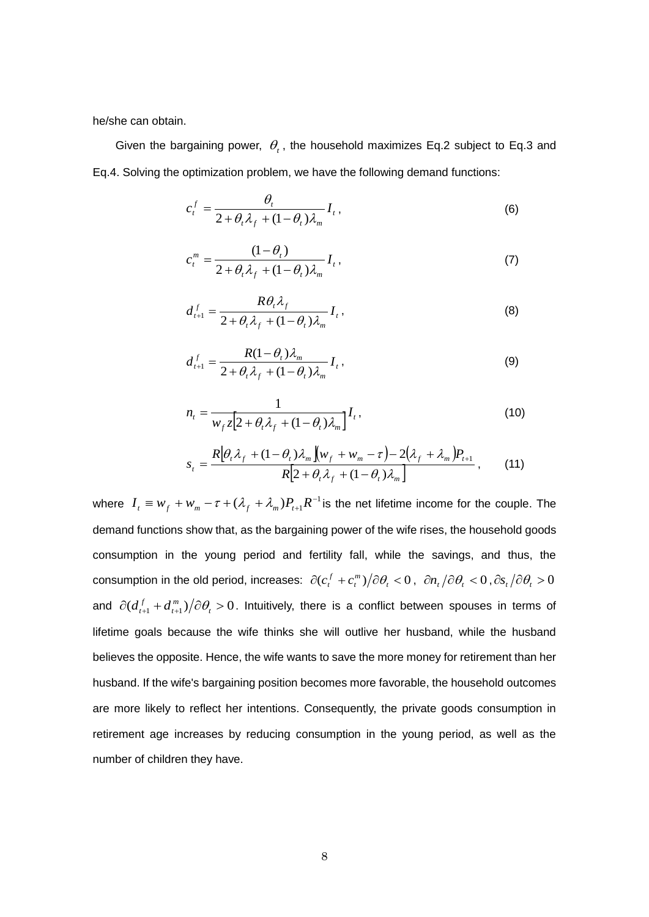he/she can obtain.

Given the bargaining power, $\theta_t$, the household maximizes Eq.2 subject to Eq.3 and Eq.4. Solving the optimization problem, we have the following demand functions:

$$c_t^f = \frac{\theta_t}{2+\theta_t\lambda_f + (1-\theta_t)\lambda_m} I_t , \tag{6}$$

$$c_t^m = \frac{(1-\theta_t)}{2+\theta_t\lambda_f + (1-\theta_t)\lambda_m} I_t , \tag{7}$$

$$d_{t+1}^f = \frac{R\theta_t\lambda_f}{2+\theta_t\lambda_f + (1-\theta_t)\lambda_m} I_t , \tag{8}$$

$$d_{t+1}^f = \frac{R(1-\theta_t)\lambda_m}{2+\theta_t\lambda_f + (1-\theta_t)\lambda_m} I_t , \tag{9}$$

$$n_t = \frac{1}{w_f z\left[2+\theta_t\lambda_f + (1-\theta_t)\lambda_m\right]} I_t , \tag{10}$$

$$s_t = \frac{R\left[\theta_t\lambda_f + (1-\theta_t)\lambda_m\right]\left(w_f + w_m - \tau\right) - 2\left(\lambda_f + \lambda_m\right)P_{t+1}}{R\left[2+\theta_t\lambda_f + (1-\theta_t)\lambda_m\right]} , \tag{11}$$

where $I_t \equiv w_f + w_m - \tau + (\lambda_f + \lambda_m)P_{t+1}R^{-1}$ is the net lifetime income for the couple. The demand functions show that, as the bargaining power of the wife rises, the household goods consumption in the young period and fertility fall, while the savings, and thus, the consumption in the old period, increases: $\partial(c_t^f + c_t^m)/\partial\theta_t < 0$, $\partial n_t/\partial\theta_t < 0$, $\partial s_t/\partial\theta_t > 0$ and $\partial(d_{t+1}^f + d_{t+1}^m)/\partial\theta_t > 0$. Intuitively, there is a conflict between spouses in terms of lifetime goals because the wife thinks she will outlive her husband, while the husband believes the opposite. Hence, the wife wants to save the more money for retirement than her husband. If the wife's bargaining position becomes more favorable, the household outcomes are more likely to reflect her intentions. Consequently, the private goods consumption in retirement age increases by reducing consumption in the young period, as well as the number of children they have.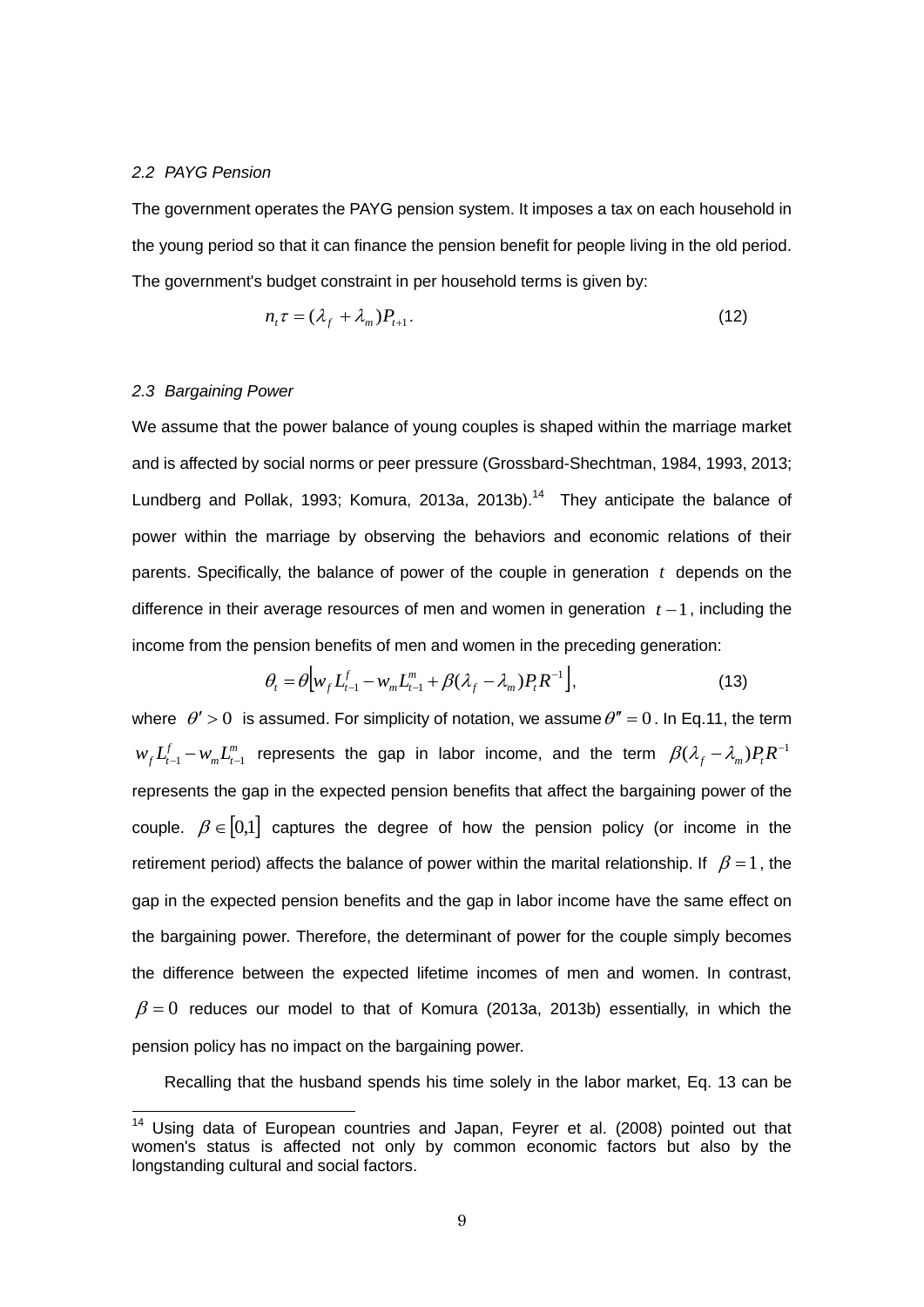### *2.2 PAYG Pension*

The government operates the PAYG pension system. It imposes a tax on each household in the young period so that it can finance the pension benefit for people living in the old period. The government's budget constraint in per household terms is given by:

$$n_t \tau = (\lambda_f + \lambda_m) P_{t+1}. \tag{12}$$

### *2.3 Bargaining Power*

We assume that the power balance of young couples is shaped within the marriage market and is affected by social norms or peer pressure (Grossbard-Shechtman, 1984, 1993, 2013; Lundberg and Pollak, 1993; Komura, 2013a, 2013b).[14] They anticipate the balance of power within the marriage by observing the behaviors and economic relations of their parents. Specifically, the balance of power of the couple in generation $t$ depends on the difference in their average resources of men and women in generation $t-1$, including the income from the pension benefits of men and women in the preceding generation:

$$\theta_t = \theta\left[w_f L_{t-1}^f - w_m L_{t-1}^m + \beta(\lambda_f - \lambda_m) P_t R^{-1}\right], \tag{13}$$

where $\theta' > 0$ is assumed. For simplicity of notation, we assume $\theta'' = 0$. In Eq.11, the term $w_f L_{t-1}^f - w_m L_{t-1}^m$ represents the gap in labor income, and the term $\beta(\lambda_f - \lambda_m) P_t R^{-1}$ represents the gap in the expected pension benefits that affect the bargaining power of the couple. $\beta \in [0,1]$ captures the degree of how the pension policy (or income in the retirement period) affects the balance of power within the marital relationship. If $\beta = 1$, the gap in the expected pension benefits and the gap in labor income have the same effect on the bargaining power. Therefore, the determinant of power for the couple simply becomes the difference between the expected lifetime incomes of men and women. In contrast, $\beta = 0$ reduces our model to that of Komura (2013a, 2013b) essentially, in which the pension policy has no impact on the bargaining power.

Recalling that the husband spends his time solely in the labor market, Eq. 13 can be

[14] Using data of European countries and Japan, Feyrer et al. (2008) pointed out that women's status is affected not only by common economic factors but also by the longstanding cultural and social factors.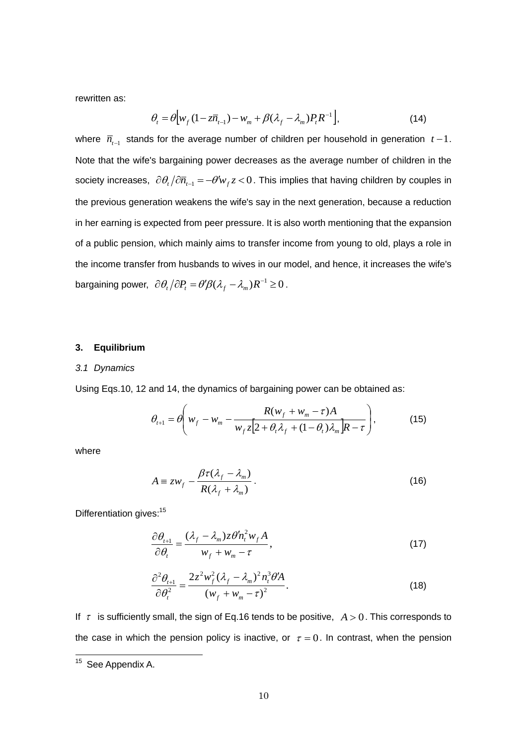rewritten as:

$$\theta_t = \theta\left[w_f(1 - z\bar{n}_{t-1}) - w_m + \beta(\lambda_f - \lambda_m)P_t R^{-1}\right], \tag{14}$$

where $\bar{n}_{t-1}$ stands for the average number of children per household in generation $t-1$. Note that the wife's bargaining power decreases as the average number of children in the society increases, $\partial\theta_t / \partial\bar{n}_{t-1} = -\theta' w_f z < 0$. This implies that having children by couples in the previous generation weakens the wife's say in the next generation, because a reduction in her earning is expected from peer pressure. It is also worth mentioning that the expansion of a public pension, which mainly aims to transfer income from young to old, plays a role in the income transfer from husbands to wives in our model, and hence, it increases the wife's bargaining power, $\partial\theta_t / \partial P_t = \theta' \beta(\lambda_f - \lambda_m)R^{-1} \geq 0$.

## 3. Equilibrium

### *3.1 Dynamics*

Using Eqs.10, 12 and 14, the dynamics of bargaining power can be obtained as:

$$\theta_{t+1} = \theta\left(w_f - w_m - \frac{R(w_f + w_m - \tau)A}{w_f z\left[2 + \theta_t \lambda_f + (1-\theta_t)\lambda_m\right]R - \tau}\right), \tag{15}$$

where

$$A \equiv z w_f - \frac{\beta\tau(\lambda_f - \lambda_m)}{R(\lambda_f + \lambda_m)}. \tag{16}$$

Differentiation gives:[15]

$$\frac{\partial\theta_{t+1}}{\partial\theta_t} = \frac{(\lambda_f - \lambda_m)z\theta' n_t^2 w_f A}{w_f + w_m - \tau}, \tag{17}$$

$$\frac{\partial^2\theta_{t+1}}{\partial\theta_t^2} = \frac{2z^2 w_f^2(\lambda_f - \lambda_m)^2 n_t^3 \theta' A}{(w_f + w_m - \tau)^2}. \tag{18}$$

If $\tau$ is sufficiently small, the sign of Eq.16 tends to be positive, $A > 0$. This corresponds to the case in which the pension policy is inactive, or $\tau = 0$. In contrast, when the pension

[15] See Appendix A.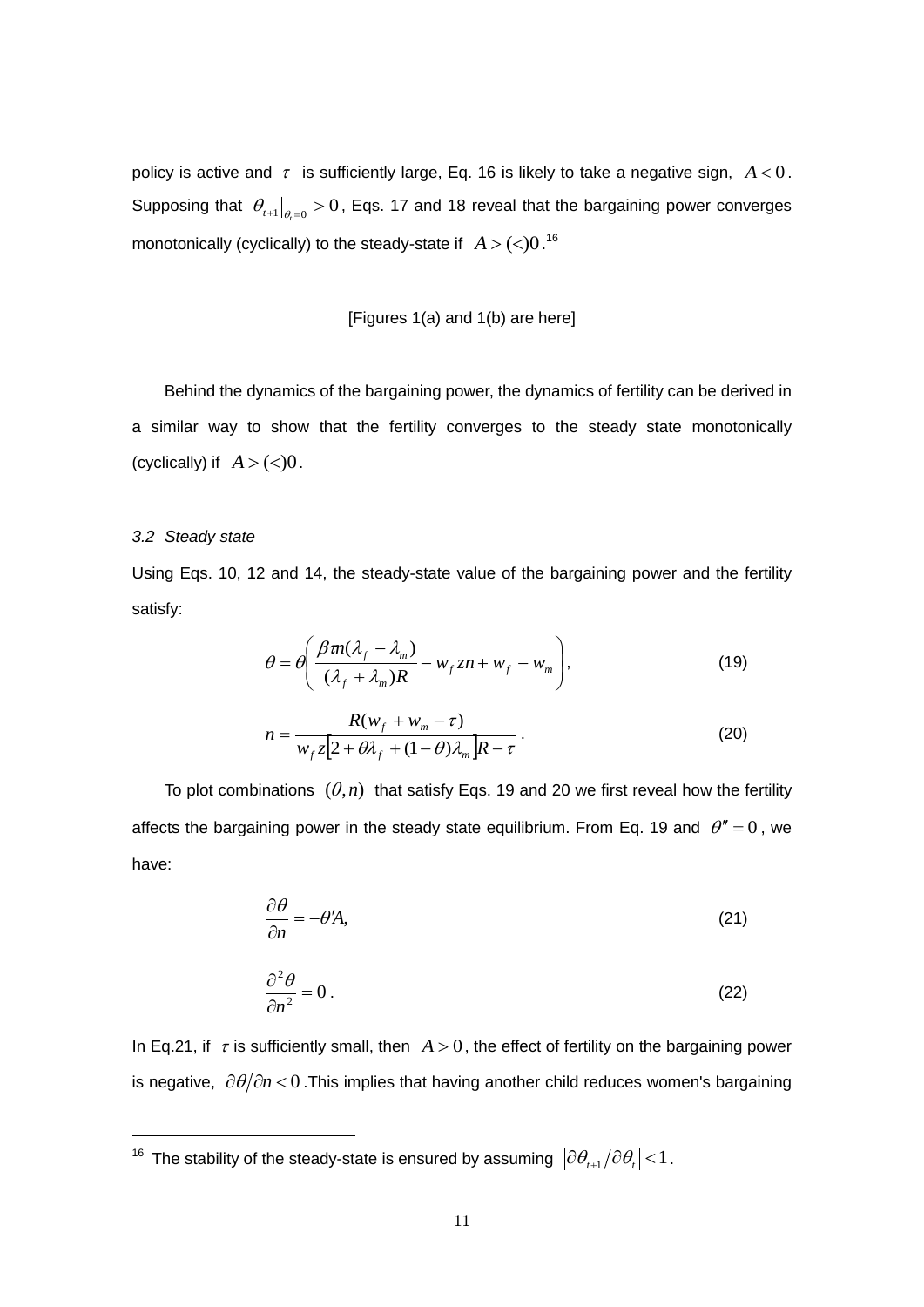policy is active and $\tau$ is sufficiently large, Eq. 16 is likely to take a negative sign, $A < 0$. Supposing that $\theta_{t+1}|_{\theta_t=0} > 0$, Eqs. 17 and 18 reveal that the bargaining power converges monotonically (cyclically) to the steady-state if $A > (<) 0$.[16]

[Figures 1(a) and 1(b) are here]

Behind the dynamics of the bargaining power, the dynamics of fertility can be derived in a similar way to show that the fertility converges to the steady state monotonically (cyclically) if $A > (<) 0$.

### 3.2 Steady state

Using Eqs. 10, 12 and 14, the steady-state value of the bargaining power and the fertility satisfy:

$$\theta = \theta\left( \frac{\beta \tau n(\lambda_f - \lambda_m)}{(\lambda_f + \lambda_m)R} - w_f z n + w_f - w_m \right), \tag{19}$$

$$n = \frac{R(w_f + w_m - \tau)}{w_f z\left[2 + \theta\lambda_f + (1-\theta)\lambda_m\right]R - \tau}. \tag{20}$$

To plot combinations $(\theta, n)$ that satisfy Eqs. 19 and 20 we first reveal how the fertility affects the bargaining power in the steady state equilibrium. From Eq. 19 and $\theta'' = 0$, we have:

$$\frac{\partial \theta}{\partial n} = -\theta' A, \tag{21}$$

$$\frac{\partial^2 \theta}{\partial n^2} = 0. \tag{22}$$

In Eq.21, if $\tau$ is sufficiently small, then $A > 0$, the effect of fertility on the bargaining power is negative, $\partial\theta/\partial n < 0$.This implies that having another child reduces women's bargaining

---

[16] The stability of the steady-state is ensured by assuming $\left|\partial\theta_{t+1}/\partial\theta_t\right| < 1$.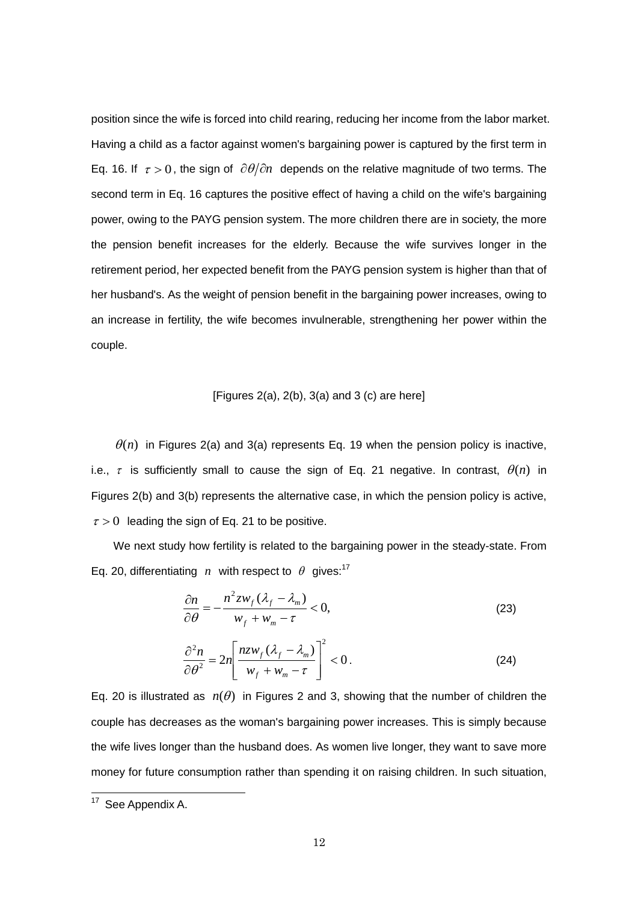position since the wife is forced into child rearing, reducing her income from the labor market. Having a child as a factor against women's bargaining power is captured by the first term in Eq. 16. If $\tau > 0$, the sign of $\partial\theta/\partial n$ depends on the relative magnitude of two terms. The second term in Eq. 16 captures the positive effect of having a child on the wife's bargaining power, owing to the PAYG pension system. The more children there are in society, the more the pension benefit increases for the elderly. Because the wife survives longer in the retirement period, her expected benefit from the PAYG pension system is higher than that of her husband's. As the weight of pension benefit in the bargaining power increases, owing to an increase in fertility, the wife becomes invulnerable, strengthening her power within the couple.

[Figures 2(a), 2(b), 3(a) and 3 (c) are here]

$\theta(n)$ in Figures 2(a) and 3(a) represents Eq. 19 when the pension policy is inactive, i.e., $\tau$ is sufficiently small to cause the sign of Eq. 21 negative. In contrast, $\theta(n)$ in Figures 2(b) and 3(b) represents the alternative case, in which the pension policy is active, $\tau > 0$ leading the sign of Eq. 21 to be positive.

We next study how fertility is related to the bargaining power in the steady-state. From Eq. 20, differentiating $n$ with respect to $\theta$ gives:[17]

$$\frac{\partial n}{\partial \theta} = -\frac{n^2 z w_f (\lambda_f - \lambda_m)}{w_f + w_m - \tau} < 0, \tag{23}$$

$$\frac{\partial^2 n}{\partial \theta^2} = 2n\left[\frac{nzw_f (\lambda_f - \lambda_m)}{w_f + w_m - \tau}\right]^2 < 0. \tag{24}$$

Eq. 20 is illustrated as $n(\theta)$ in Figures 2 and 3, showing that the number of children the couple has decreases as the woman's bargaining power increases. This is simply because the wife lives longer than the husband does. As women live longer, they want to save more money for future consumption rather than spending it on raising children. In such situation,

[17] See Appendix A.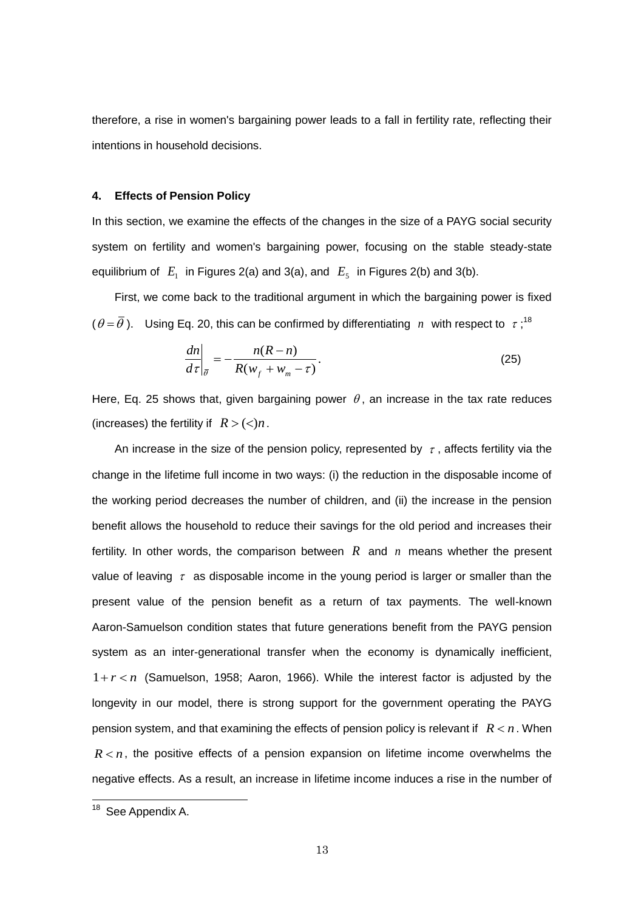therefore, a rise in women's bargaining power leads to a fall in fertility rate, reflecting their intentions in household decisions.

### 4. Effects of Pension Policy

In this section, we examine the effects of the changes in the size of a PAYG social security system on fertility and women's bargaining power, focusing on the stable steady-state equilibrium of $E_1$ in Figures 2(a) and 3(a), and $E_5$ in Figures 2(b) and 3(b).

First, we come back to the traditional argument in which the bargaining power is fixed ($\theta = \bar{\theta}$). Using Eq. 20, this can be confirmed by differentiating $n$ with respect to $\tau$;[18]

$$\left.\frac{dn}{d\tau}\right|_{\bar{\theta}} = -\frac{n(R-n)}{R(w_f + w_m - \tau)}. \tag{25}$$

Here, Eq. 25 shows that, given bargaining power $\theta$, an increase in the tax rate reduces (increases) the fertility if $R > (<) n$.

An increase in the size of the pension policy, represented by $\tau$, affects fertility via the change in the lifetime full income in two ways: (i) the reduction in the disposable income of the working period decreases the number of children, and (ii) the increase in the pension benefit allows the household to reduce their savings for the old period and increases their fertility. In other words, the comparison between $R$ and $n$ means whether the present value of leaving $\tau$ as disposable income in the young period is larger or smaller than the present value of the pension benefit as a return of tax payments. The well-known Aaron-Samuelson condition states that future generations benefit from the PAYG pension system as an inter-generational transfer when the economy is dynamically inefficient, $1 + r < n$ (Samuelson, 1958; Aaron, 1966). While the interest factor is adjusted by the longevity in our model, there is strong support for the government operating the PAYG pension system, and that examining the effects of pension policy is relevant if $R < n$. When $R < n$, the positive effects of a pension expansion on lifetime income overwhelms the negative effects. As a result, an increase in lifetime income induces a rise in the number of

[18] See Appendix A.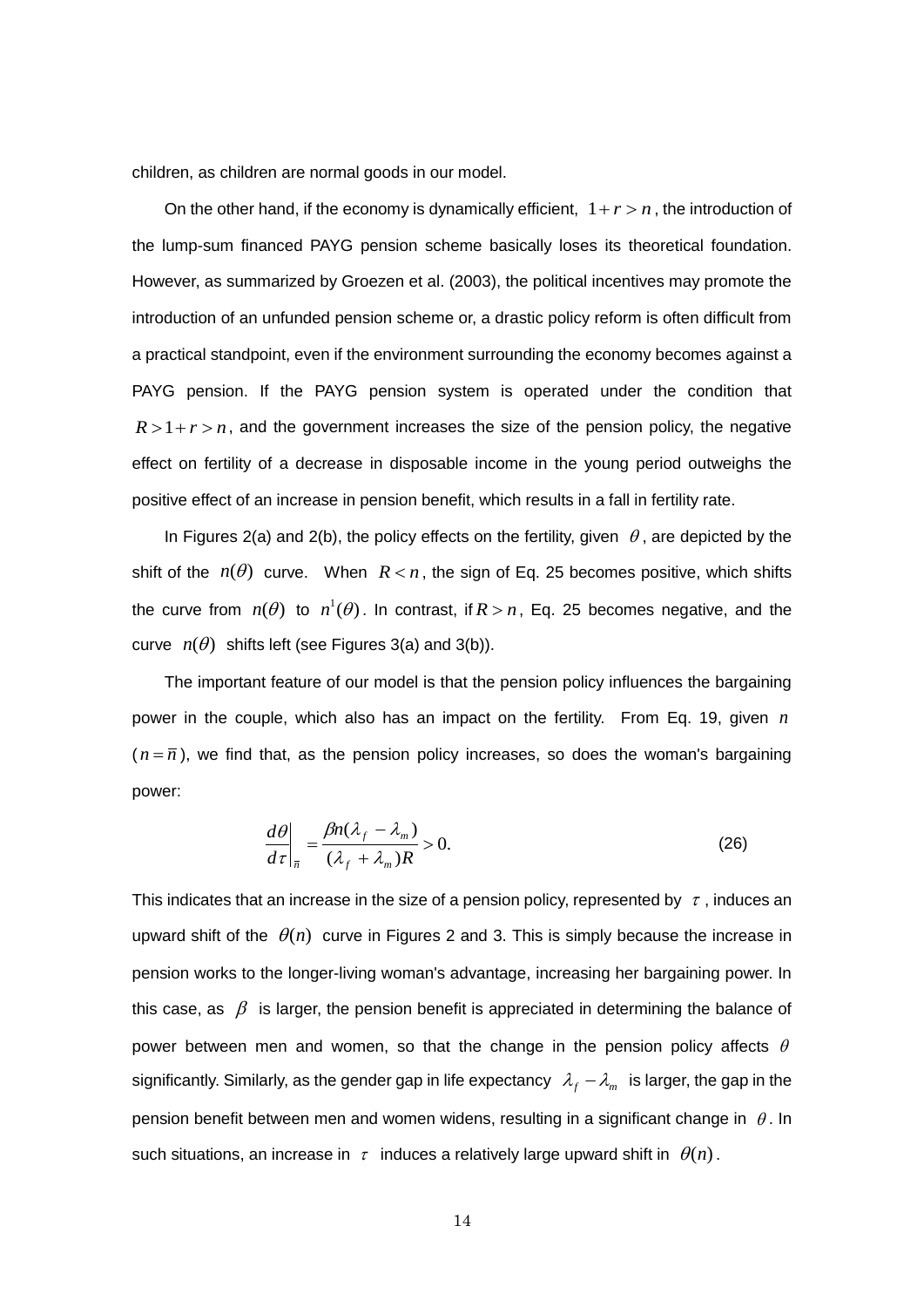children, as children are normal goods in our model.

On the other hand, if the economy is dynamically efficient, $1+r>n$, the introduction of the lump-sum financed PAYG pension scheme basically loses its theoretical foundation. However, as summarized by Groezen et al. (2003), the political incentives may promote the introduction of an unfunded pension scheme or, a drastic policy reform is often difficult from a practical standpoint, even if the environment surrounding the economy becomes against a PAYG pension. If the PAYG pension system is operated under the condition that $R>1+r>n$, and the government increases the size of the pension policy, the negative effect on fertility of a decrease in disposable income in the young period outweighs the positive effect of an increase in pension benefit, which results in a fall in fertility rate.

In Figures 2(a) and 2(b), the policy effects on the fertility, given $\theta$, are depicted by the shift of the $n(\theta)$ curve. When $R<n$, the sign of Eq. 25 becomes positive, which shifts the curve from $n(\theta)$ to $n^1(\theta)$. In contrast, if $R>n$, Eq. 25 becomes negative, and the curve $n(\theta)$ shifts left (see Figures 3(a) and 3(b)).

The important feature of our model is that the pension policy influences the bargaining power in the couple, which also has an impact on the fertility. From Eq. 19, given $n$ ($n=\bar{n}$), we find that, as the pension policy increases, so does the woman's bargaining power:

$$\left.\frac{d\theta}{d\tau}\right|_{\bar{n}} = \frac{\beta n(\lambda_f - \lambda_m)}{(\lambda_f + \lambda_m)R} > 0. \tag{26}$$

This indicates that an increase in the size of a pension policy, represented by $\tau$, induces an upward shift of the $\theta(n)$ curve in Figures 2 and 3. This is simply because the increase in pension works to the longer-living woman's advantage, increasing her bargaining power. In this case, as $\beta$ is larger, the pension benefit is appreciated in determining the balance of power between men and women, so that the change in the pension policy affects $\theta$ significantly. Similarly, as the gender gap in life expectancy $\lambda_f - \lambda_m$ is larger, the gap in the pension benefit between men and women widens, resulting in a significant change in $\theta$. In such situations, an increase in $\tau$ induces a relatively large upward shift in $\theta(n)$.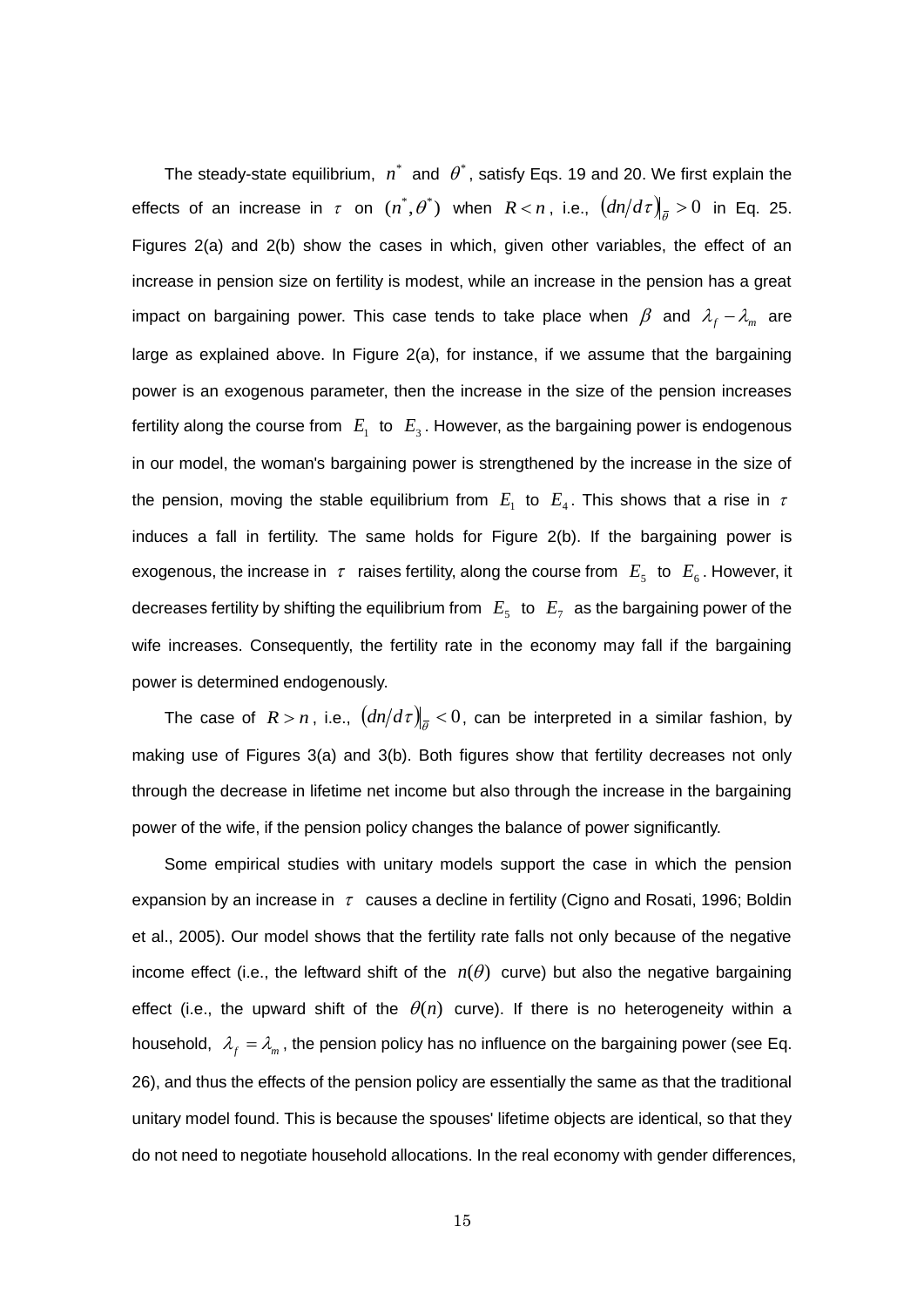The steady-state equilibrium, $n^*$ and $\theta^*$, satisfy Eqs. 19 and 20. We first explain the effects of an increase in $\tau$ on $(n^*, \theta^*)$ when $R < n$, i.e., $\left(dn/d\tau\right)\big|_{\bar{\theta}} > 0$ in Eq. 25. Figures 2(a) and 2(b) show the cases in which, given other variables, the effect of an increase in pension size on fertility is modest, while an increase in the pension has a great impact on bargaining power. This case tends to take place when $\beta$ and $\lambda_f - \lambda_m$ are large as explained above. In Figure 2(a), for instance, if we assume that the bargaining power is an exogenous parameter, then the increase in the size of the pension increases fertility along the course from $E_1$ to $E_3$. However, as the bargaining power is endogenous in our model, the woman's bargaining power is strengthened by the increase in the size of the pension, moving the stable equilibrium from $E_1$ to $E_4$. This shows that a rise in $\tau$ induces a fall in fertility. The same holds for Figure 2(b). If the bargaining power is exogenous, the increase in $\tau$ raises fertility, along the course from $E_5$ to $E_6$. However, it decreases fertility by shifting the equilibrium from $E_5$ to $E_7$ as the bargaining power of the wife increases. Consequently, the fertility rate in the economy may fall if the bargaining power is determined endogenously.

The case of $R > n$, i.e., $\left(dn/d\tau\right)\big|_{\bar{\theta}} < 0$, can be interpreted in a similar fashion, by making use of Figures 3(a) and 3(b). Both figures show that fertility decreases not only through the decrease in lifetime net income but also through the increase in the bargaining power of the wife, if the pension policy changes the balance of power significantly.

Some empirical studies with unitary models support the case in which the pension expansion by an increase in $\tau$ causes a decline in fertility (Cigno and Rosati, 1996; Boldin et al., 2005). Our model shows that the fertility rate falls not only because of the negative income effect (i.e., the leftward shift of the $n(\theta)$ curve) but also the negative bargaining effect (i.e., the upward shift of the $\theta(n)$ curve). If there is no heterogeneity within a household, $\lambda_f = \lambda_m$, the pension policy has no influence on the bargaining power (see Eq. 26), and thus the effects of the pension policy are essentially the same as that the traditional unitary model found. This is because the spouses' lifetime objects are identical, so that they do not need to negotiate household allocations. In the real economy with gender differences,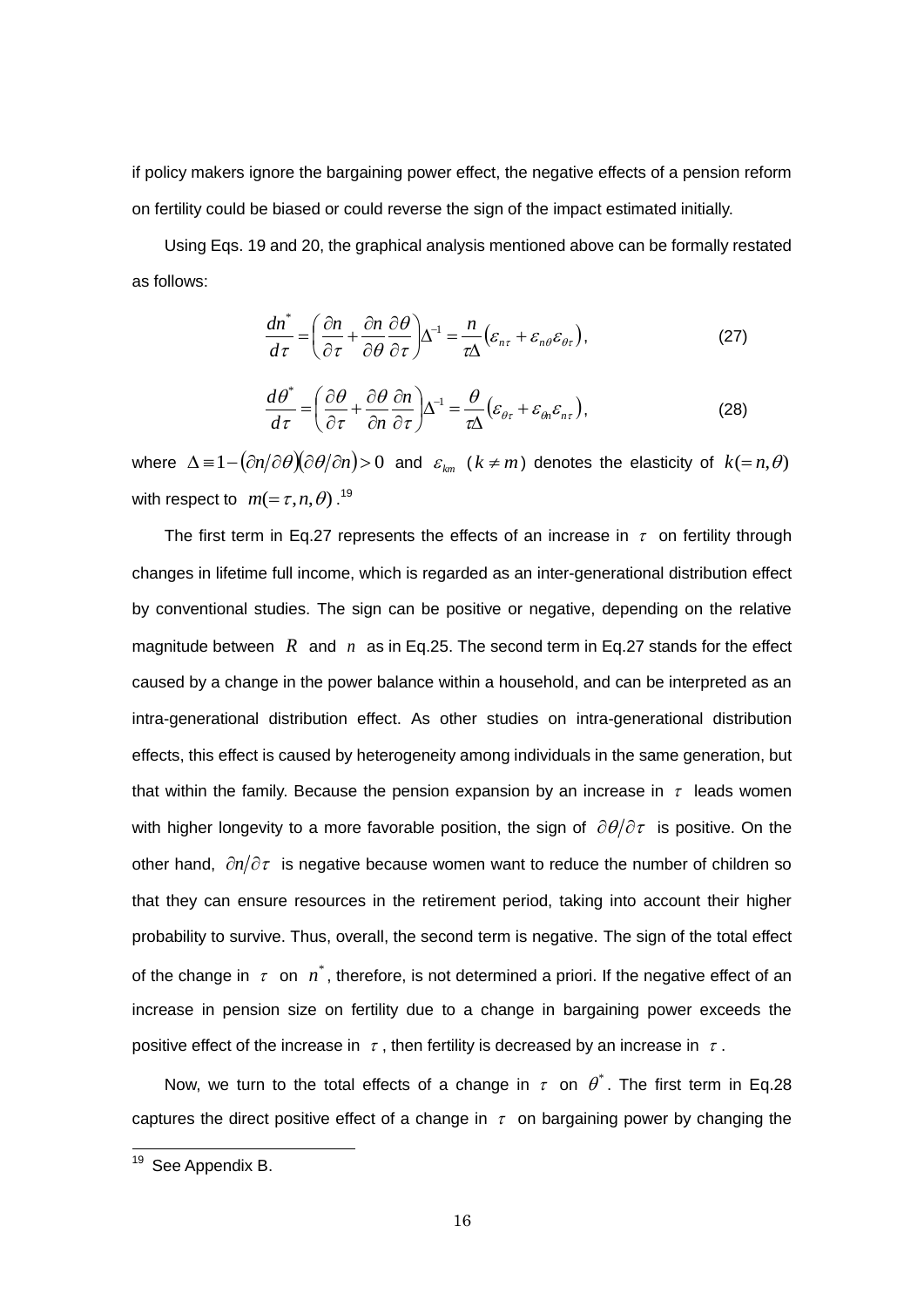if policy makers ignore the bargaining power effect, the negative effects of a pension reform on fertility could be biased or could reverse the sign of the impact estimated initially.

Using Eqs. 19 and 20, the graphical analysis mentioned above can be formally restated as follows:

$$\frac{dn^*}{d\tau} = \left(\frac{\partial n}{\partial \tau} + \frac{\partial n}{\partial \theta}\frac{\partial \theta}{\partial \tau}\right)\Delta^{-1} = \frac{n}{\tau\Delta}\left(\varepsilon_{n\tau} + \varepsilon_{n\theta}\varepsilon_{\theta\tau}\right), \tag{27}$$

$$\frac{d\theta^*}{d\tau} = \left(\frac{\partial \theta}{\partial \tau} + \frac{\partial \theta}{\partial n}\frac{\partial n}{\partial \tau}\right)\Delta^{-1} = \frac{\theta}{\tau\Delta}\left(\varepsilon_{\theta\tau} + \varepsilon_{\theta n}\varepsilon_{n\tau}\right), \tag{28}$$

where $\Delta \equiv 1 - (\partial n/\partial \theta)(\partial \theta/\partial n) > 0$ and $\varepsilon_{km}$ ($k \neq m$) denotes the elasticity of $k(= n, \theta)$ with respect to $m(= \tau, n, \theta)$.[19]

The first term in Eq.27 represents the effects of an increase in $\tau$ on fertility through changes in lifetime full income, which is regarded as an inter-generational distribution effect by conventional studies. The sign can be positive or negative, depending on the relative magnitude between $R$ and $n$ as in Eq.25. The second term in Eq.27 stands for the effect caused by a change in the power balance within a household, and can be interpreted as an intra-generational distribution effect. As other studies on intra-generational distribution effects, this effect is caused by heterogeneity among individuals in the same generation, but that within the family. Because the pension expansion by an increase in $\tau$ leads women with higher longevity to a more favorable position, the sign of $\partial \theta/\partial \tau$ is positive. On the other hand, $\partial n/\partial \tau$ is negative because women want to reduce the number of children so that they can ensure resources in the retirement period, taking into account their higher probability to survive. Thus, overall, the second term is negative. The sign of the total effect of the change in $\tau$ on $n^*$, therefore, is not determined a priori. If the negative effect of an increase in pension size on fertility due to a change in bargaining power exceeds the positive effect of the increase in $\tau$, then fertility is decreased by an increase in $\tau$.

Now, we turn to the total effects of a change in $\tau$ on $\theta^*$. The first term in Eq.28 captures the direct positive effect of a change in $\tau$ on bargaining power by changing the

---

[19] See Appendix B.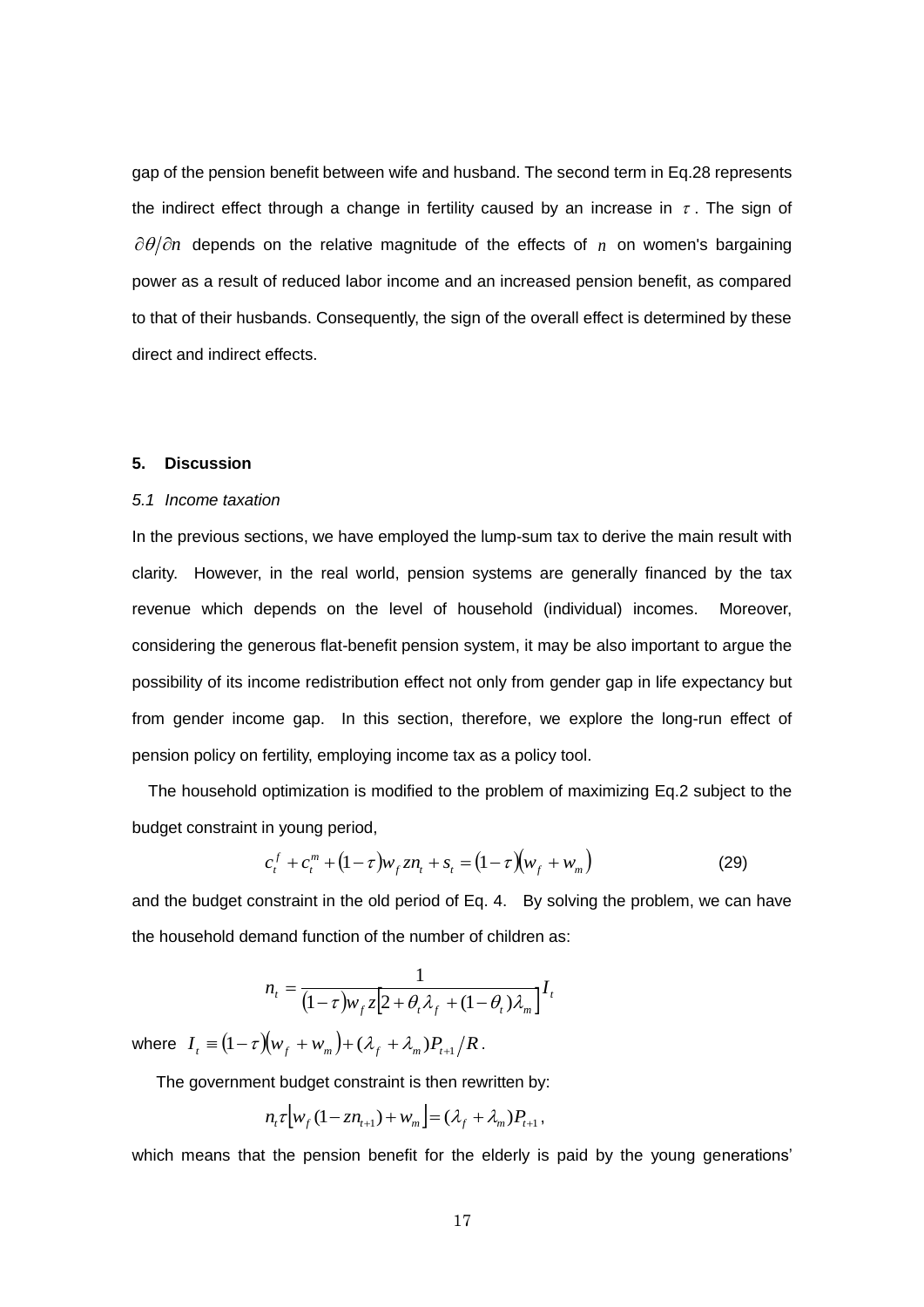gap of the pension benefit between wife and husband. The second term in Eq.28 represents the indirect effect through a change in fertility caused by an increase in $\tau$. The sign of $\partial\theta/\partial n$ depends on the relative magnitude of the effects of $n$ on women's bargaining power as a result of reduced labor income and an increased pension benefit, as compared to that of their husbands. Consequently, the sign of the overall effect is determined by these direct and indirect effects.

## 5. Discussion

### *5.1 Income taxation*

In the previous sections, we have employed the lump-sum tax to derive the main result with clarity. However, in the real world, pension systems are generally financed by the tax revenue which depends on the level of household (individual) incomes. Moreover, considering the generous flat-benefit pension system, it may be also important to argue the possibility of its income redistribution effect not only from gender gap in life expectancy but from gender income gap. In this section, therefore, we explore the long-run effect of pension policy on fertility, employing income tax as a policy tool.

The household optimization is modified to the problem of maximizing Eq.2 subject to the budget constraint in young period,

$$c_t^f + c_t^m + (1-\tau)w_f z n_t + s_t = (1-\tau)(w_f + w_m) \tag{29}$$

and the budget constraint in the old period of Eq. 4. By solving the problem, we can have the household demand function of the number of children as:

$$n_t = \frac{1}{(1-\tau)w_f z\left[2+\theta_t\lambda_f + (1-\theta_t)\lambda_m\right]} I_t$$

where $I_t \equiv (1-\tau)(w_f + w_m) + (\lambda_f + \lambda_m)P_{t+1}/R$.

The government budget constraint is then rewritten by:

$$n_t\tau\left[w_f(1-zn_{t+1}) + w_m\right] = (\lambda_f + \lambda_m)P_{t+1},$$

which means that the pension benefit for the elderly is paid by the young generations'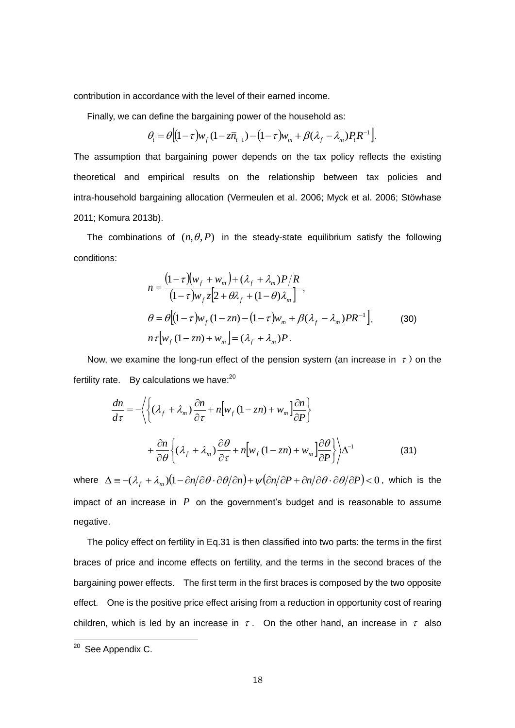contribution in accordance with the level of their earned income.

Finally, we can define the bargaining power of the household as:

$$\theta_t = \theta\left[(1-\tau)w_f(1-z\bar{n}_{t-1}) - (1-\tau)w_m + \beta(\lambda_f - \lambda_m)P_t R^{-1}\right].$$

The assumption that bargaining power depends on the tax policy reflects the existing theoretical and empirical results on the relationship between tax policies and intra-household bargaining allocation (Vermeulen et al. 2006; Myck et al. 2006; Stöwhase 2011; Komura 2013b).

The combinations of $(n, \theta, P)$ in the steady-state equilibrium satisfy the following conditions:

$$n = \frac{(1-\tau)(w_f + w_m) + (\lambda_f + \lambda_m)P/R}{(1-\tau)w_f z\left[2 + \theta\lambda_f + (1-\theta)\lambda_m\right]},$$

$$\theta = \theta\left[(1-\tau)w_f(1-zn) - (1-\tau)w_m + \beta(\lambda_f - \lambda_m)PR^{-1}\right], \tag{30}$$

$$n\tau\left[w_f(1-zn) + w_m\right] = (\lambda_f + \lambda_m)P.$$

Now, we examine the long-run effect of the pension system (an increase in $\tau$) on the fertility rate. By calculations we have:[20]

$$\frac{dn}{d\tau} = -\left\langle \left\{ (\lambda_f + \lambda_m)\frac{\partial n}{\partial \tau} + n\left[w_f(1-zn) + w_m\right]\frac{\partial n}{\partial P} \right\} + \frac{\partial n}{\partial \theta}\left\{ (\lambda_f + \lambda_m)\frac{\partial \theta}{\partial \tau} + n\left[w_f(1-zn) + w_m\right]\frac{\partial \theta}{\partial P} \right\} \right\rangle \Delta^{-1} \tag{31}$$

where $\Delta \equiv -(\lambda_f + \lambda_m)\left(1 - \partial n/\partial\theta \cdot \partial\theta/\partial n\right) + \psi\left(\partial n/\partial P + \partial n/\partial\theta \cdot \partial\theta/\partial P\right) < 0$, which is the impact of an increase in $P$ on the government's budget and is reasonable to assume negative.

The policy effect on fertility in Eq.31 is then classified into two parts: the terms in the first braces of price and income effects on fertility, and the terms in the second braces of the bargaining power effects. The first term in the first braces is composed by the two opposite effect. One is the positive price effect arising from a reduction in opportunity cost of rearing children, which is led by an increase in $\tau$. On the other hand, an increase in $\tau$ also

[20] See Appendix C.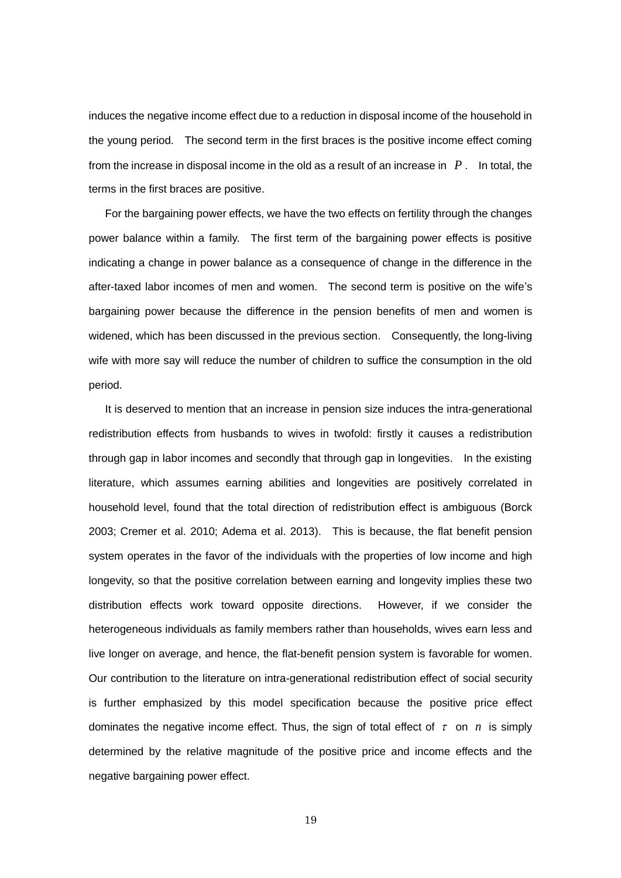induces the negative income effect due to a reduction in disposal income of the household in the young period. The second term in the first braces is the positive income effect coming from the increase in disposal income in the old as a result of an increase in $P$. In total, the terms in the first braces are positive.

For the bargaining power effects, we have the two effects on fertility through the changes power balance within a family. The first term of the bargaining power effects is positive indicating a change in power balance as a consequence of change in the difference in the after-taxed labor incomes of men and women. The second term is positive on the wife's bargaining power because the difference in the pension benefits of men and women is widened, which has been discussed in the previous section. Consequently, the long-living wife with more say will reduce the number of children to suffice the consumption in the old period.

It is deserved to mention that an increase in pension size induces the intra-generational redistribution effects from husbands to wives in twofold: firstly it causes a redistribution through gap in labor incomes and secondly that through gap in longevities. In the existing literature, which assumes earning abilities and longevities are positively correlated in household level, found that the total direction of redistribution effect is ambiguous (Borck 2003; Cremer et al. 2010; Adema et al. 2013). This is because, the flat benefit pension system operates in the favor of the individuals with the properties of low income and high longevity, so that the positive correlation between earning and longevity implies these two distribution effects work toward opposite directions. However, if we consider the heterogeneous individuals as family members rather than households, wives earn less and live longer on average, and hence, the flat-benefit pension system is favorable for women. Our contribution to the literature on intra-generational redistribution effect of social security is further emphasized by this model specification because the positive price effect dominates the negative income effect. Thus, the sign of total effect of $\tau$ on $n$ is simply determined by the relative magnitude of the positive price and income effects and the negative bargaining power effect.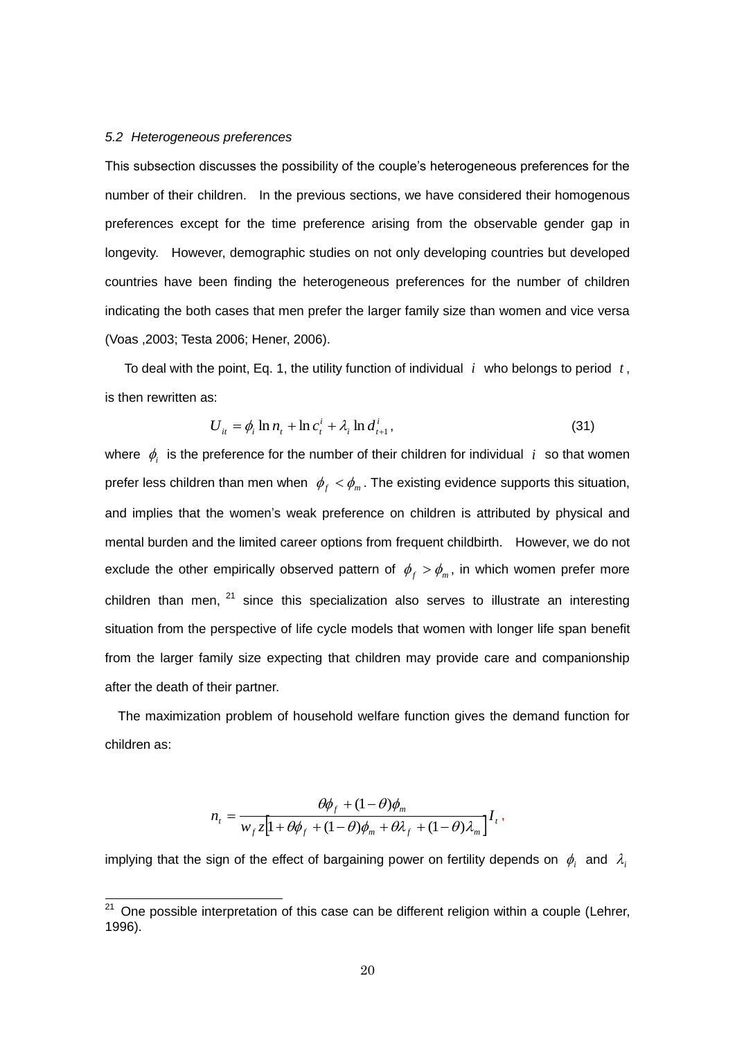### *5.2 Heterogeneous preferences*

This subsection discusses the possibility of the couple's heterogeneous preferences for the number of their children. In the previous sections, we have considered their homogenous preferences except for the time preference arising from the observable gender gap in longevity. However, demographic studies on not only developing countries but developed countries have been finding the heterogeneous preferences for the number of children indicating the both cases that men prefer the larger family size than women and vice versa (Voas ,2003; Testa 2006; Hener, 2006).

To deal with the point, Eq. 1, the utility function of individual $i$ who belongs to period $t$, is then rewritten as:

$$U_{it} = \phi_i \ln n_t + \ln c_t^i + \lambda_i \ln d_{t+1}^i, \tag{31}$$

where $\phi_i$ is the preference for the number of their children for individual $i$ so that women prefer less children than men when $\phi_f < \phi_m$. The existing evidence supports this situation, and implies that the women's weak preference on children is attributed by physical and mental burden and the limited career options from frequent childbirth. However, we do not exclude the other empirically observed pattern of $\phi_f > \phi_m$, in which women prefer more children than men, [21] since this specialization also serves to illustrate an interesting situation from the perspective of life cycle models that women with longer life span benefit from the larger family size expecting that children may provide care and companionship after the death of their partner.

The maximization problem of household welfare function gives the demand function for children as:

$$n_t = \frac{\theta\phi_f + (1-\theta)\phi_m}{w_f z\left[1 + \theta\phi_f + (1-\theta)\phi_m + \theta\lambda_f + (1-\theta)\lambda_m\right]} I_t,$$

implying that the sign of the effect of bargaining power on fertility depends on $\phi_i$ and $\lambda_i$

[21] One possible interpretation of this case can be different religion within a couple (Lehrer, 1996).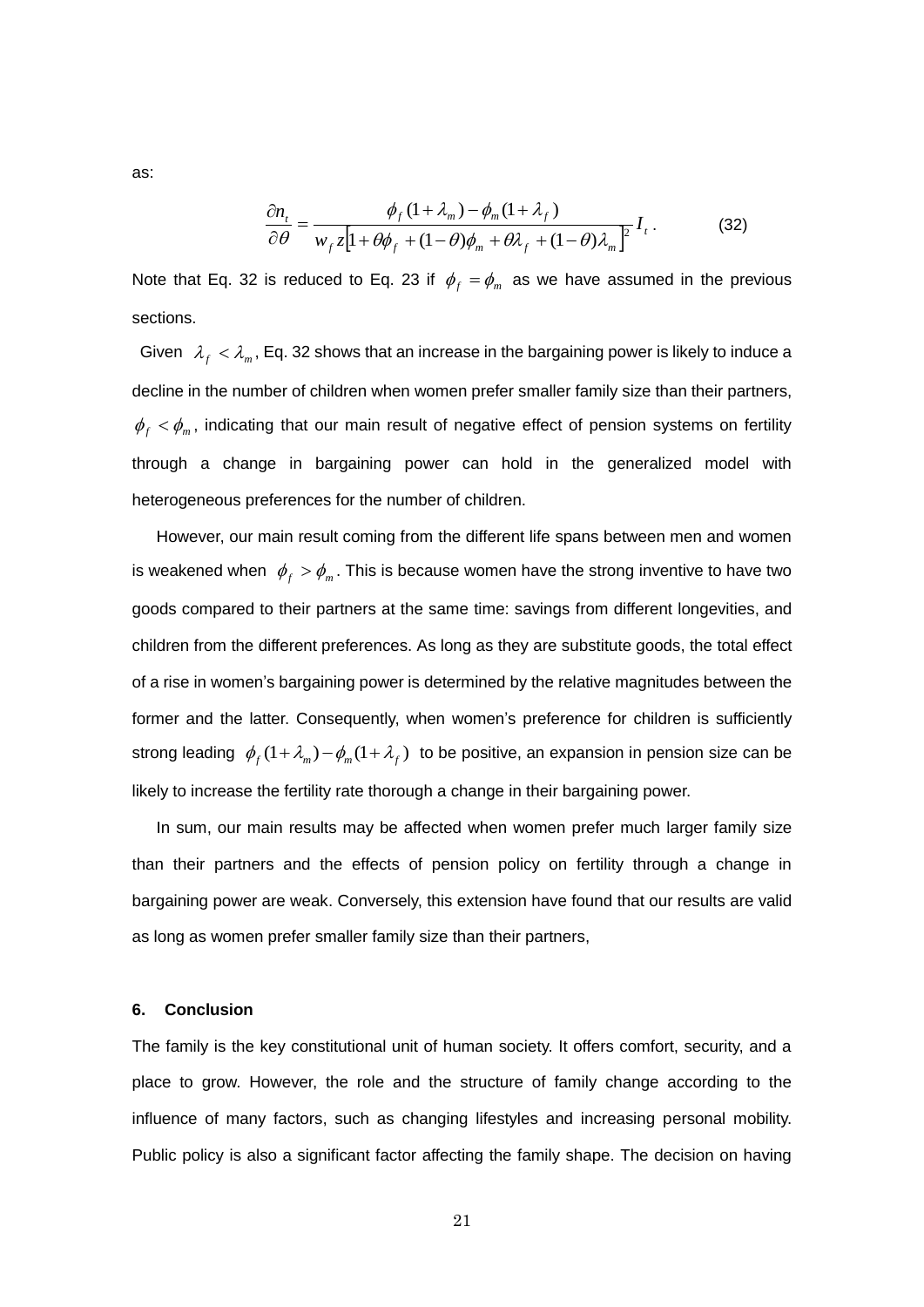as:

$$\frac{\partial n_t}{\partial \theta} = \frac{\phi_f(1+\lambda_m) - \phi_m(1+\lambda_f)}{w_f z\left[1+\theta\phi_f + (1-\theta)\phi_m + \theta\lambda_f + (1-\theta)\lambda_m\right]^2} I_t . \tag{32}$$

Note that Eq. 32 is reduced to Eq. 23 if $\phi_f = \phi_m$ as we have assumed in the previous sections.

Given $\lambda_f < \lambda_m$, Eq. 32 shows that an increase in the bargaining power is likely to induce a decline in the number of children when women prefer smaller family size than their partners, $\phi_f < \phi_m$, indicating that our main result of negative effect of pension systems on fertility through a change in bargaining power can hold in the generalized model with heterogeneous preferences for the number of children.

However, our main result coming from the different life spans between men and women is weakened when $\phi_f > \phi_m$. This is because women have the strong inventive to have two goods compared to their partners at the same time: savings from different longevities, and children from the different preferences. As long as they are substitute goods, the total effect of a rise in women's bargaining power is determined by the relative magnitudes between the former and the latter. Consequently, when women's preference for children is sufficiently strong leading $\phi_f(1+\lambda_m) - \phi_m(1+\lambda_f)$ to be positive, an expansion in pension size can be likely to increase the fertility rate thorough a change in their bargaining power.

In sum, our main results may be affected when women prefer much larger family size than their partners and the effects of pension policy on fertility through a change in bargaining power are weak. Conversely, this extension have found that our results are valid as long as women prefer smaller family size than their partners,

## 6. Conclusion

The family is the key constitutional unit of human society. It offers comfort, security, and a place to grow. However, the role and the structure of family change according to the influence of many factors, such as changing lifestyles and increasing personal mobility. Public policy is also a significant factor affecting the family shape. The decision on having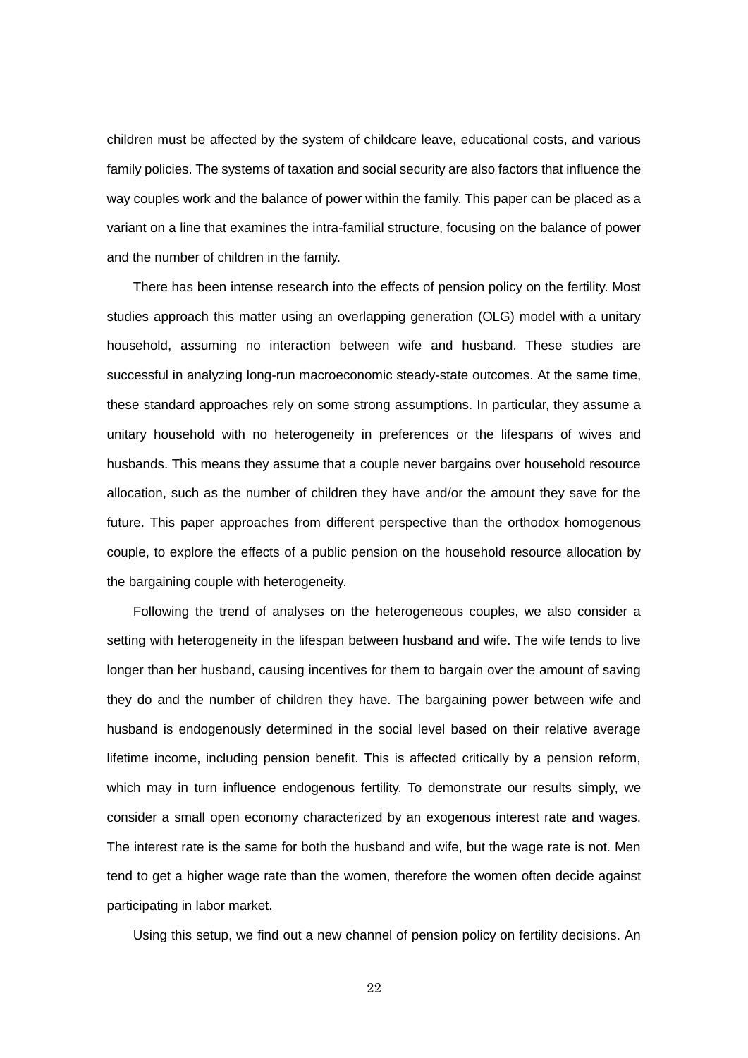children must be affected by the system of childcare leave, educational costs, and various family policies. The systems of taxation and social security are also factors that influence the way couples work and the balance of power within the family. This paper can be placed as a variant on a line that examines the intra-familial structure, focusing on the balance of power and the number of children in the family.

There has been intense research into the effects of pension policy on the fertility. Most studies approach this matter using an overlapping generation (OLG) model with a unitary household, assuming no interaction between wife and husband. These studies are successful in analyzing long-run macroeconomic steady-state outcomes. At the same time, these standard approaches rely on some strong assumptions. In particular, they assume a unitary household with no heterogeneity in preferences or the lifespans of wives and husbands. This means they assume that a couple never bargains over household resource allocation, such as the number of children they have and/or the amount they save for the future. This paper approaches from different perspective than the orthodox homogenous couple, to explore the effects of a public pension on the household resource allocation by the bargaining couple with heterogeneity.

Following the trend of analyses on the heterogeneous couples, we also consider a setting with heterogeneity in the lifespan between husband and wife. The wife tends to live longer than her husband, causing incentives for them to bargain over the amount of saving they do and the number of children they have. The bargaining power between wife and husband is endogenously determined in the social level based on their relative average lifetime income, including pension benefit. This is affected critically by a pension reform, which may in turn influence endogenous fertility. To demonstrate our results simply, we consider a small open economy characterized by an exogenous interest rate and wages. The interest rate is the same for both the husband and wife, but the wage rate is not. Men tend to get a higher wage rate than the women, therefore the women often decide against participating in labor market.

Using this setup, we find out a new channel of pension policy on fertility decisions. An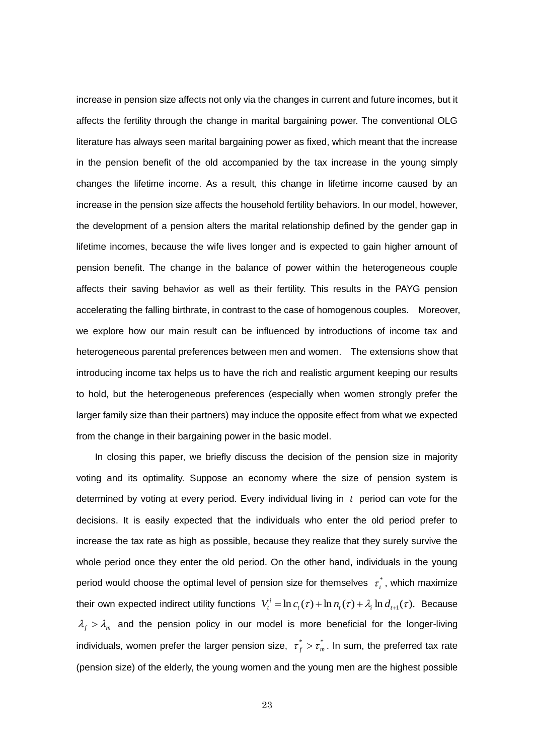increase in pension size affects not only via the changes in current and future incomes, but it affects the fertility through the change in marital bargaining power. The conventional OLG literature has always seen marital bargaining power as fixed, which meant that the increase in the pension benefit of the old accompanied by the tax increase in the young simply changes the lifetime income. As a result, this change in lifetime income caused by an increase in the pension size affects the household fertility behaviors. In our model, however, the development of a pension alters the marital relationship defined by the gender gap in lifetime incomes, because the wife lives longer and is expected to gain higher amount of pension benefit. The change in the balance of power within the heterogeneous couple affects their saving behavior as well as their fertility. This results in the PAYG pension accelerating the falling birthrate, in contrast to the case of homogenous couples. Moreover, we explore how our main result can be influenced by introductions of income tax and heterogeneous parental preferences between men and women. The extensions show that introducing income tax helps us to have the rich and realistic argument keeping our results to hold, but the heterogeneous preferences (especially when women strongly prefer the larger family size than their partners) may induce the opposite effect from what we expected from the change in their bargaining power in the basic model.

In closing this paper, we briefly discuss the decision of the pension size in majority voting and its optimality. Suppose an economy where the size of pension system is determined by voting at every period. Every individual living in $t$ period can vote for the decisions. It is easily expected that the individuals who enter the old period prefer to increase the tax rate as high as possible, because they realize that they surely survive the whole period once they enter the old period. On the other hand, individuals in the young period would choose the optimal level of pension size for themselves $\tau_i^*$, which maximize their own expected indirect utility functions $V_t^i = \ln c_t(\tau) + \ln n_t(\tau) + \lambda_i \ln d_{t+1}(\tau)$. Because $\lambda_f > \lambda_m$ and the pension policy in our model is more beneficial for the longer-living individuals, women prefer the larger pension size, $\tau_f^* > \tau_m^*$. In sum, the preferred tax rate (pension size) of the elderly, the young women and the young men are the highest possible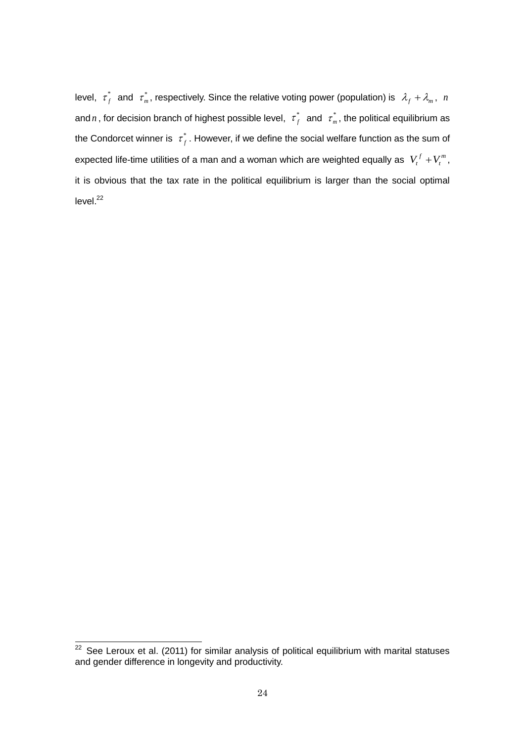level, $\tau_f^*$ and $\tau_m^*$, respectively. Since the relative voting power (population) is $\lambda_f + \lambda_m$, $n$ and $n$, for decision branch of highest possible level, $\tau_f^*$ and $\tau_m^*$, the political equilibrium as the Condorcet winner is $\tau_f^*$. However, if we define the social welfare function as the sum of expected life-time utilities of a man and a woman which are weighted equally as $V_t^f + V_t^m$, it is obvious that the tax rate in the political equilibrium is larger than the social optimal level.[22]

---

[22] See Leroux et al. (2011) for similar analysis of political equilibrium with marital statuses and gender difference in longevity and productivity.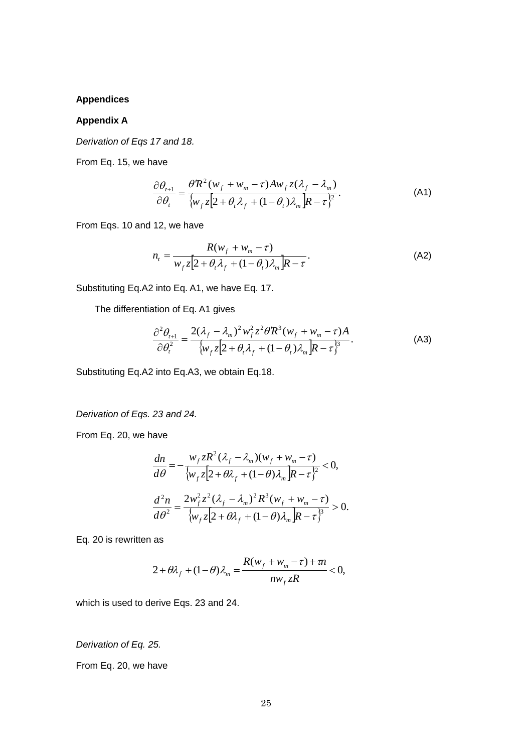**Appendices**

**Appendix A**

*Derivation of Eqs 17 and 18.*

From Eq. 15, we have

$$\frac{\partial \theta_{t+1}}{\partial \theta_t} = \frac{\theta' R^2 (w_f + w_m - \tau) A w_f z (\lambda_f - \lambda_m)}{\left\{ w_f z \left[ 2 + \theta_t \lambda_f + (1-\theta_t)\lambda_m \right] R - \tau \right\}^2}. \tag{A1}$$

From Eqs. 10 and 12, we have

$$n_t = \frac{R(w_f + w_m - \tau)}{w_f z \left[ 2 + \theta_t \lambda_f + (1-\theta_t)\lambda_m \right] R - \tau}. \tag{A2}$$

Substituting Eq.A2 into Eq. A1, we have Eq. 17.

The differentiation of Eq. A1 gives

$$\frac{\partial^2 \theta_{t+1}}{\partial \theta_t^2} = \frac{2(\lambda_f - \lambda_m)^2 w_f^2 z^2 \theta' R^3 (w_f + w_m - \tau) A}{\left\{ w_f z \left[ 2 + \theta_t \lambda_f + (1-\theta_t)\lambda_m \right] R - \tau \right\}^3}. \tag{A3}$$

Substituting Eq.A2 into Eq.A3, we obtain Eq.18.

*Derivation of Eqs. 23 and 24.*

From Eq. 20, we have

$$\frac{dn}{d\theta} = -\frac{w_f z R^2 (\lambda_f - \lambda_m)(w_f + w_m - \tau)}{\left\{ w_f z \left[ 2 + \theta \lambda_f + (1-\theta)\lambda_m \right] R - \tau \right\}^2} < 0,$$

$$\frac{d^2 n}{d\theta^2} = \frac{2 w_f^2 z^2 (\lambda_f - \lambda_m)^2 R^3 (w_f + w_m - \tau)}{\left\{ w_f z \left[ 2 + \theta \lambda_f + (1-\theta)\lambda_m \right] R - \tau \right\}^3} > 0.$$

Eq. 20 is rewritten as

$$2 + \theta \lambda_f + (1-\theta)\lambda_m = \frac{R(w_f + w_m - \tau) + \tau n}{n w_f z R} < 0,$$

which is used to derive Eqs. 23 and 24.

*Derivation of Eq. 25.*

From Eq. 20, we have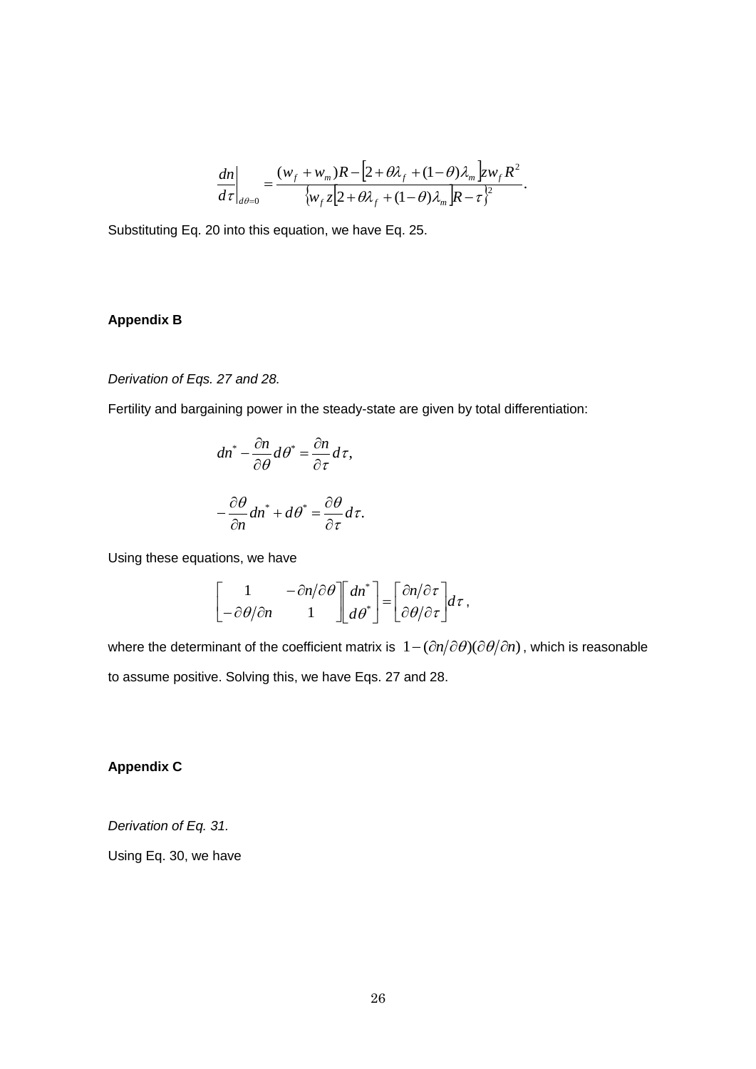$$\left.\frac{dn}{d\tau}\right|_{d\theta=0} = \frac{(w_f + w_m)R - \left[2 + \theta\lambda_f + (1-\theta)\lambda_m\right]zw_f R^2}{\left\{w_f z\left[2 + \theta\lambda_f + (1-\theta)\lambda_m\right]R - \tau\right\}^2}.$$

Substituting Eq. 20 into this equation, we have Eq. 25.

## Appendix B

*Derivation of Eqs. 27 and 28.*

Fertility and bargaining power in the steady-state are given by total differentiation:

$$dn^* - \frac{\partial n}{\partial \theta} d\theta^* = \frac{\partial n}{\partial \tau} d\tau,$$

$$-\frac{\partial \theta}{\partial n} dn^* + d\theta^* = \frac{\partial \theta}{\partial \tau} d\tau.$$

Using these equations, we have

$$\begin{bmatrix} 1 & -\partial n/\partial \theta \\ -\partial \theta/\partial n & 1 \end{bmatrix} \begin{bmatrix} dn^* \\ d\theta^* \end{bmatrix} = \begin{bmatrix} \partial n/\partial \tau \\ \partial \theta/\partial \tau \end{bmatrix} d\tau,$$

where the determinant of the coefficient matrix is $1 - (\partial n/\partial \theta)(\partial \theta/\partial n)$, which is reasonable to assume positive. Solving this, we have Eqs. 27 and 28.

## Appendix C

*Derivation of Eq. 31.*

Using Eq. 30, we have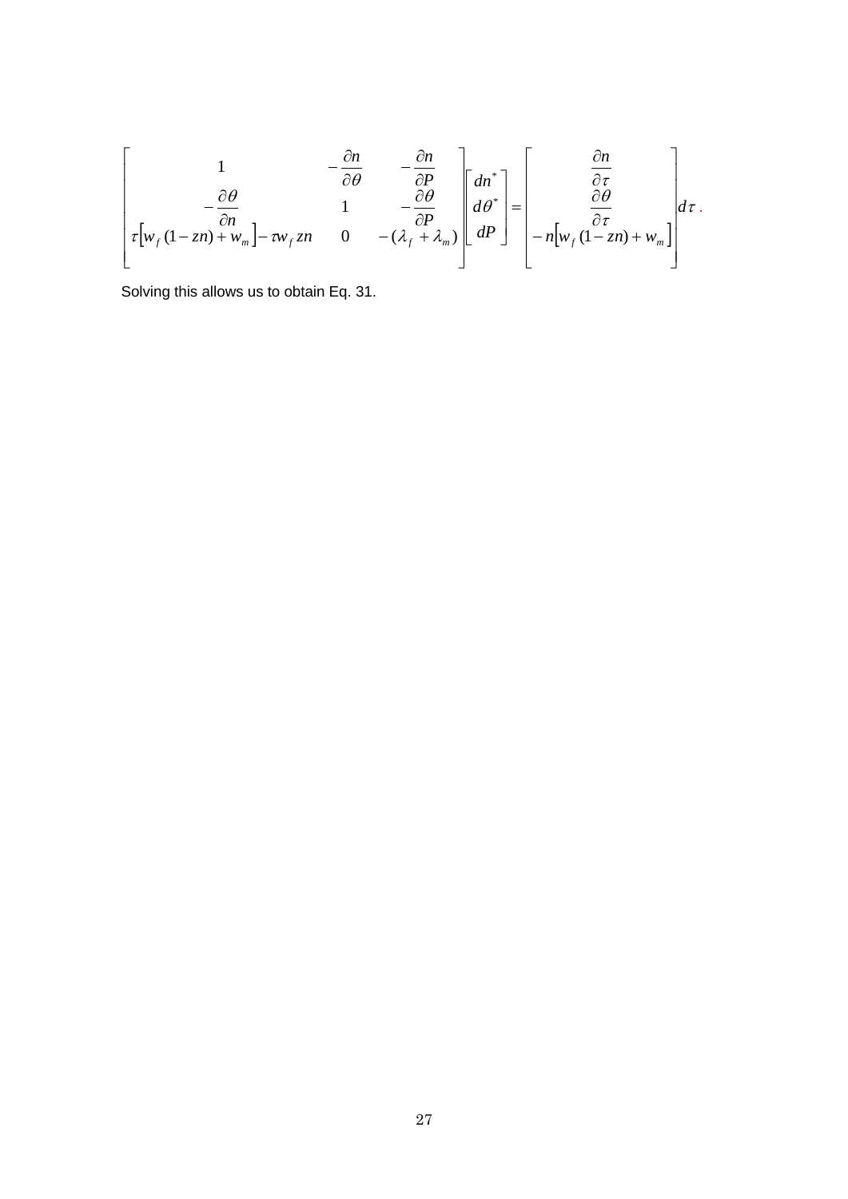$$
\begin{bmatrix}
1 & -\dfrac{\partial n}{\partial \theta} & -\dfrac{\partial n}{\partial P} \\
-\dfrac{\partial \theta}{\partial n} & 1 & -\dfrac{\partial \theta}{\partial P} \\
\tau\left[w_f(1-zn)+w_m\right]-\tau w_f zn & 0 & -(\lambda_f+\lambda_m)
\end{bmatrix}
\begin{bmatrix}
dn^* \\
d\theta^* \\
dP
\end{bmatrix}
=
\begin{bmatrix}
\dfrac{\partial n}{\partial \tau} \\
\dfrac{\partial \theta}{\partial \tau} \\
-n\left[w_f(1-zn)+w_m\right]
\end{bmatrix}
d\tau .
$$

Solving this allows us to obtain Eq. 31.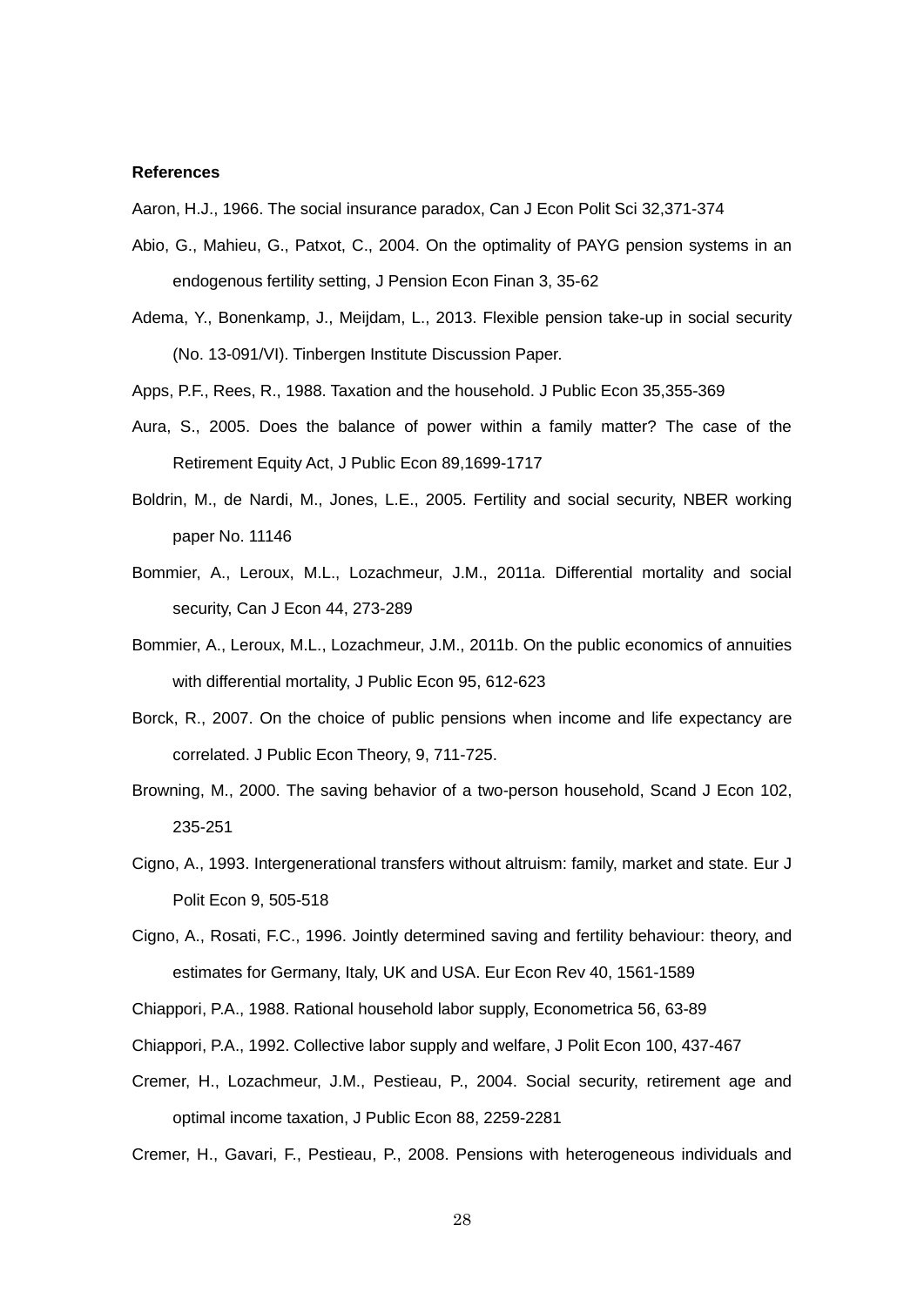**References**

Aaron, H.J., 1966. The social insurance paradox, Can J Econ Polit Sci 32,371-374

Abio, G., Mahieu, G., Patxot, C., 2004. On the optimality of PAYG pension systems in an endogenous fertility setting, J Pension Econ Finan 3, 35-62

Adema, Y., Bonenkamp, J., Meijdam, L., 2013. Flexible pension take-up in social security (No. 13-091/VI). Tinbergen Institute Discussion Paper.

Apps, P.F., Rees, R., 1988. Taxation and the household. J Public Econ 35,355-369

Aura, S., 2005. Does the balance of power within a family matter? The case of the Retirement Equity Act, J Public Econ 89,1699-1717

Boldrin, M., de Nardi, M., Jones, L.E., 2005. Fertility and social security, NBER working paper No. 11146

Bommier, A., Leroux, M.L., Lozachmeur, J.M., 2011a. Differential mortality and social security, Can J Econ 44, 273-289

Bommier, A., Leroux, M.L., Lozachmeur, J.M., 2011b. On the public economics of annuities with differential mortality, J Public Econ 95, 612-623

Borck, R., 2007. On the choice of public pensions when income and life expectancy are correlated. J Public Econ Theory, 9, 711-725.

Browning, M., 2000. The saving behavior of a two-person household, Scand J Econ 102, 235-251

Cigno, A., 1993. Intergenerational transfers without altruism: family, market and state. Eur J Polit Econ 9, 505-518

Cigno, A., Rosati, F.C., 1996. Jointly determined saving and fertility behaviour: theory, and estimates for Germany, Italy, UK and USA. Eur Econ Rev 40, 1561-1589

Chiappori, P.A., 1988. Rational household labor supply, Econometrica 56, 63-89

Chiappori, P.A., 1992. Collective labor supply and welfare, J Polit Econ 100, 437-467

Cremer, H., Lozachmeur, J.M., Pestieau, P., 2004. Social security, retirement age and optimal income taxation, J Public Econ 88, 2259-2281

Cremer, H., Gavari, F., Pestieau, P., 2008. Pensions with heterogeneous individuals and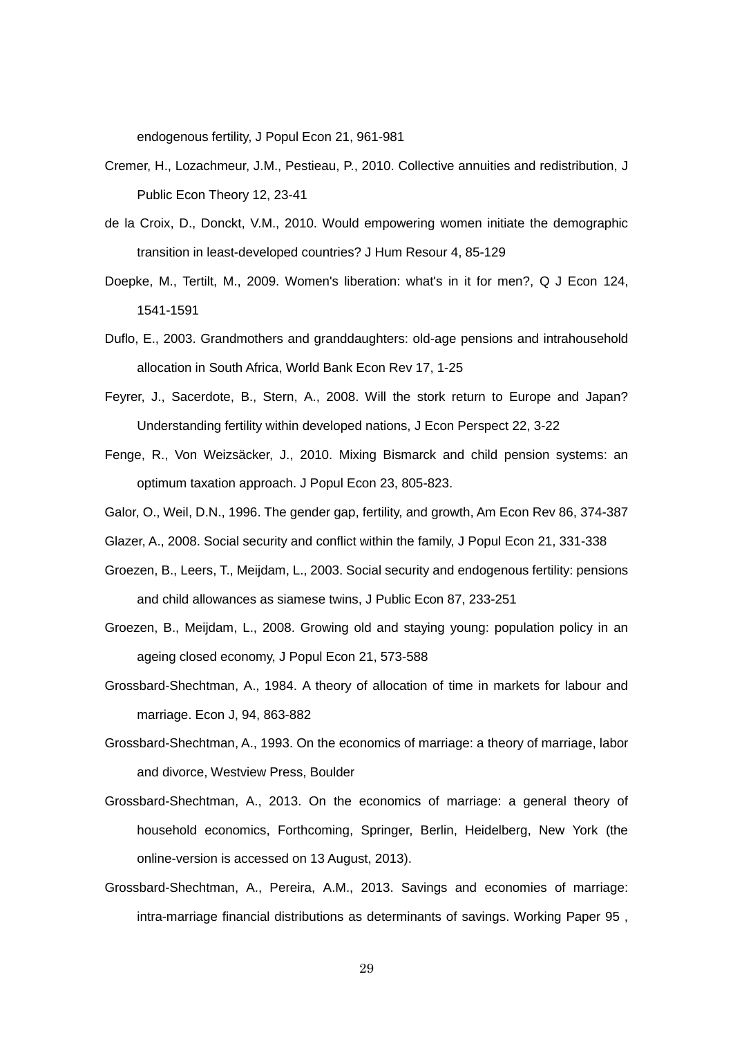endogenous fertility, J Popul Econ 21, 961-981

Cremer, H., Lozachmeur, J.M., Pestieau, P., 2010. Collective annuities and redistribution, J Public Econ Theory 12, 23-41

de la Croix, D., Donckt, V.M., 2010. Would empowering women initiate the demographic transition in least-developed countries? J Hum Resour 4, 85-129

Doepke, M., Tertilt, M., 2009. Women's liberation: what's in it for men?, Q J Econ 124, 1541-1591

Duflo, E., 2003. Grandmothers and granddaughters: old-age pensions and intrahousehold allocation in South Africa, World Bank Econ Rev 17, 1-25

Feyrer, J., Sacerdote, B., Stern, A., 2008. Will the stork return to Europe and Japan? Understanding fertility within developed nations, J Econ Perspect 22, 3-22

Fenge, R., Von Weizsäcker, J., 2010. Mixing Bismarck and child pension systems: an optimum taxation approach. J Popul Econ 23, 805-823.

Galor, O., Weil, D.N., 1996. The gender gap, fertility, and growth, Am Econ Rev 86, 374-387

Glazer, A., 2008. Social security and conflict within the family, J Popul Econ 21, 331-338

Groezen, B., Leers, T., Meijdam, L., 2003. Social security and endogenous fertility: pensions and child allowances as siamese twins, J Public Econ 87, 233-251

Groezen, B., Meijdam, L., 2008. Growing old and staying young: population policy in an ageing closed economy, J Popul Econ 21, 573-588

Grossbard-Shechtman, A., 1984. A theory of allocation of time in markets for labour and marriage. Econ J, 94, 863-882

Grossbard-Shechtman, A., 1993. On the economics of marriage: a theory of marriage, labor and divorce, Westview Press, Boulder

Grossbard-Shechtman, A., 2013. On the economics of marriage: a general theory of household economics, Forthcoming, Springer, Berlin, Heidelberg, New York (the online-version is accessed on 13 August, 2013).

Grossbard-Shechtman, A., Pereira, A.M., 2013. Savings and economies of marriage: intra-marriage financial distributions as determinants of savings. Working Paper 95 ,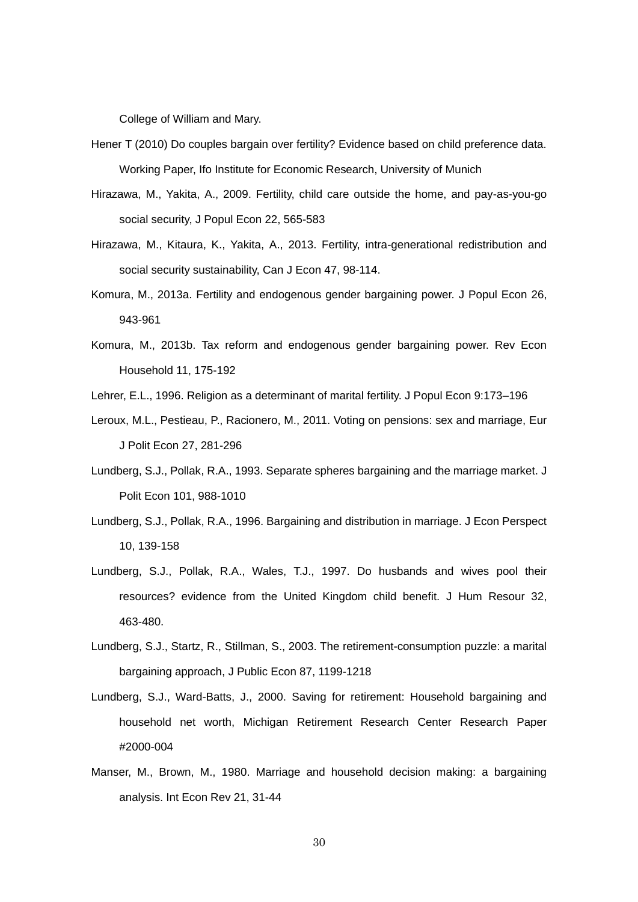College of William and Mary.

Hener T (2010) Do couples bargain over fertility? Evidence based on child preference data. Working Paper, Ifo Institute for Economic Research, University of Munich

Hirazawa, M., Yakita, A., 2009. Fertility, child care outside the home, and pay-as-you-go social security, J Popul Econ 22, 565-583

Hirazawa, M., Kitaura, K., Yakita, A., 2013. Fertility, intra-generational redistribution and social security sustainability, Can J Econ 47, 98-114.

Komura, M., 2013a. Fertility and endogenous gender bargaining power. J Popul Econ 26, 943-961

Komura, M., 2013b. Tax reform and endogenous gender bargaining power. Rev Econ Household 11, 175-192

Lehrer, E.L., 1996. Religion as a determinant of marital fertility. J Popul Econ 9:173–196

Leroux, M.L., Pestieau, P., Racionero, M., 2011. Voting on pensions: sex and marriage, Eur J Polit Econ 27, 281-296

Lundberg, S.J., Pollak, R.A., 1993. Separate spheres bargaining and the marriage market. J Polit Econ 101, 988-1010

Lundberg, S.J., Pollak, R.A., 1996. Bargaining and distribution in marriage. J Econ Perspect 10, 139-158

Lundberg, S.J., Pollak, R.A., Wales, T.J., 1997. Do husbands and wives pool their resources? evidence from the United Kingdom child benefit. J Hum Resour 32, 463-480.

Lundberg, S.J., Startz, R., Stillman, S., 2003. The retirement-consumption puzzle: a marital bargaining approach, J Public Econ 87, 1199-1218

Lundberg, S.J., Ward-Batts, J., 2000. Saving for retirement: Household bargaining and household net worth, Michigan Retirement Research Center Research Paper #2000-004

Manser, M., Brown, M., 1980. Marriage and household decision making: a bargaining analysis. Int Econ Rev 21, 31-44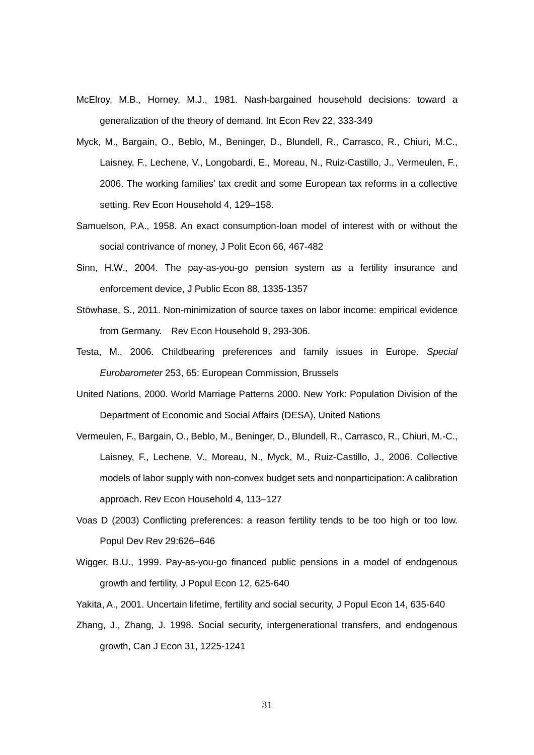McElroy, M.B., Horney, M.J., 1981. Nash-bargained household decisions: toward a generalization of the theory of demand. Int Econ Rev 22, 333-349

Myck, M., Bargain, O., Beblo, M., Beninger, D., Blundell, R., Carrasco, R., Chiuri, M.C., Laisney, F., Lechene, V., Longobardi, E., Moreau, N., Ruiz-Castillo, J., Vermeulen, F., 2006. The working families' tax credit and some European tax reforms in a collective setting. Rev Econ Household 4, 129–158.

Samuelson, P.A., 1958. An exact consumption-loan model of interest with or without the social contrivance of money, J Polit Econ 66, 467-482

Sinn, H.W., 2004. The pay-as-you-go pension system as a fertility insurance and enforcement device, J Public Econ 88, 1335-1357

Stöwhase, S., 2011. Non-minimization of source taxes on labor income: empirical evidence from Germany. Rev Econ Household 9, 293-306.

Testa, M., 2006. Childbearing preferences and family issues in Europe. *Special Eurobarometer* 253, 65: European Commission, Brussels

United Nations, 2000. World Marriage Patterns 2000. New York: Population Division of the Department of Economic and Social Affairs (DESA), United Nations

Vermeulen, F., Bargain, O., Beblo, M., Beninger, D., Blundell, R., Carrasco, R., Chiuri, M.-C., Laisney, F., Lechene, V., Moreau, N., Myck, M., Ruiz-Castillo, J., 2006. Collective models of labor supply with non-convex budget sets and nonparticipation: A calibration approach. Rev Econ Household 4, 113–127

Voas D (2003) Conflicting preferences: a reason fertility tends to be too high or too low. Popul Dev Rev 29:626–646

Wigger, B.U., 1999. Pay-as-you-go financed public pensions in a model of endogenous growth and fertility, J Popul Econ 12, 625-640

Yakita, A., 2001. Uncertain lifetime, fertility and social security, J Popul Econ 14, 635-640

Zhang, J., Zhang, J. 1998. Social security, intergenerational transfers, and endogenous growth, Can J Econ 31, 1225-1241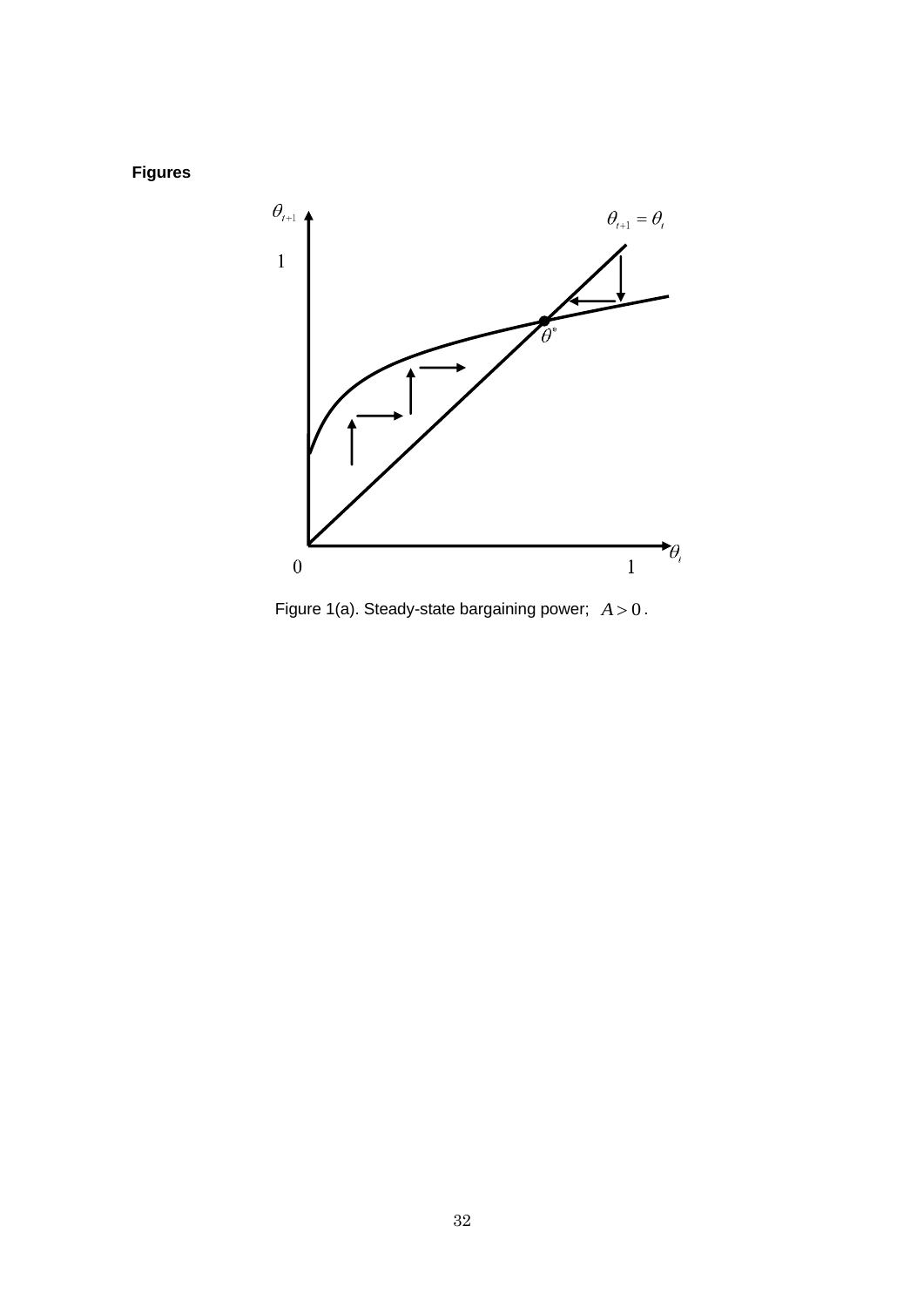**Figures**

Figure 1(a). Steady-state bargaining power; $A > 0$.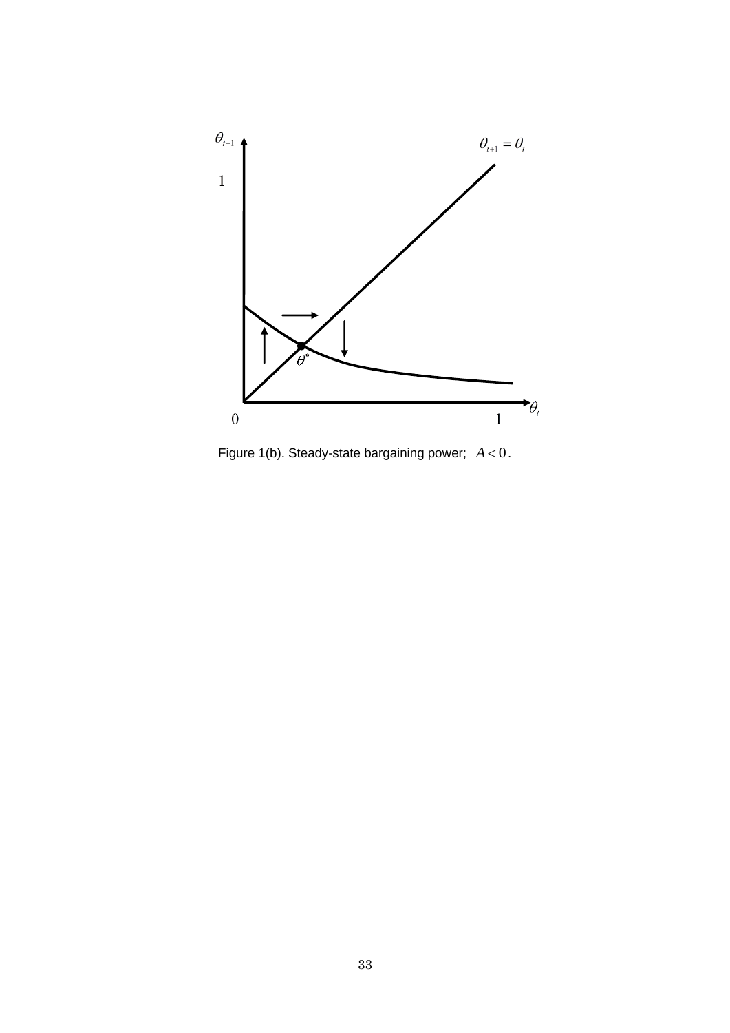Figure 1(b). Steady-state bargaining power; $A < 0$.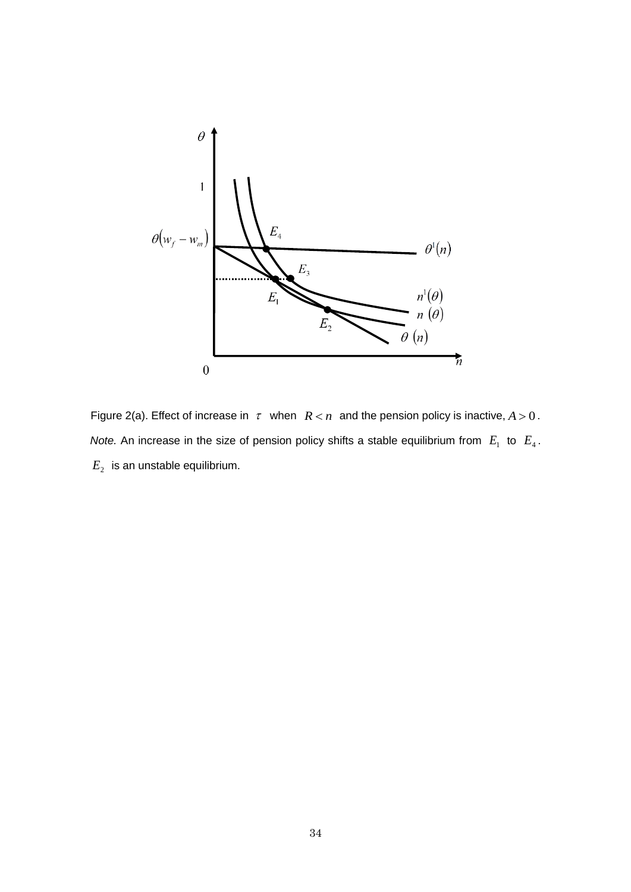Figure 2(a). Effect of increase in $\tau$ when $R < n$ and the pension policy is inactive, $A > 0$.

*Note.* An increase in the size of pension policy shifts a stable equilibrium from $E_1$ to $E_4$. $E_2$ is an unstable equilibrium.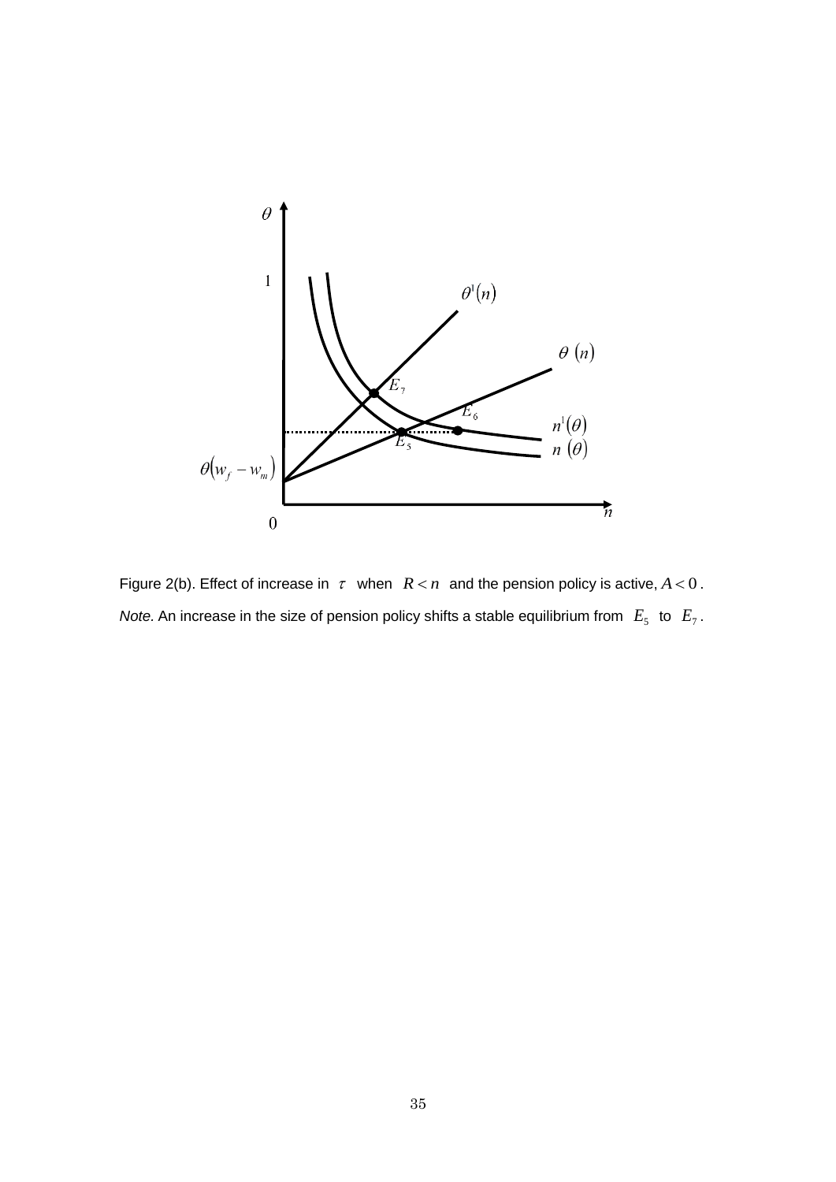Figure 2(b). Effect of increase in $\tau$ when $R < n$ and the pension policy is active, $A < 0$.

*Note*. An increase in the size of pension policy shifts a stable equilibrium from $E_5$ to $E_7$.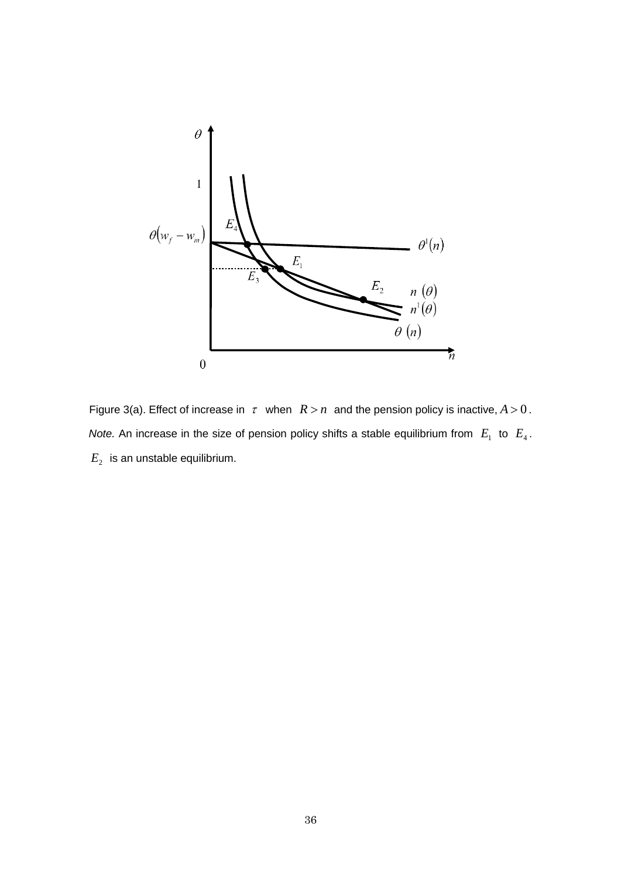Figure 3(a). Effect of increase in $\tau$ when $R > n$ and the pension policy is inactive, $A > 0$.

*Note.* An increase in the size of pension policy shifts a stable equilibrium from $E_1$ to $E_4$. $E_2$ is an unstable equilibrium.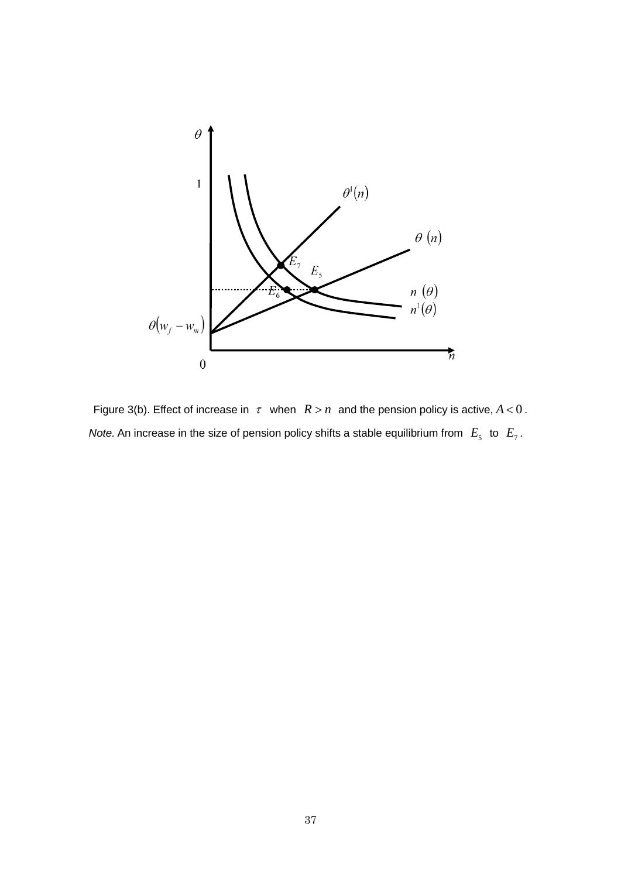$\theta$

1

$\theta^1(n)$

$\theta\ (n)$

$E_7$

$E_5$

$E_6$

$n\ (\theta)$

$n^1(\theta)$

$\theta(w_f - w_m)$

0

$n$

Figure 3(b). Effect of increase in $\tau$ when $R > n$ and the pension policy is active, $A < 0$.

*Note.* An increase in the size of pension policy shifts a stable equilibrium from $E_5$ to $E_7$.